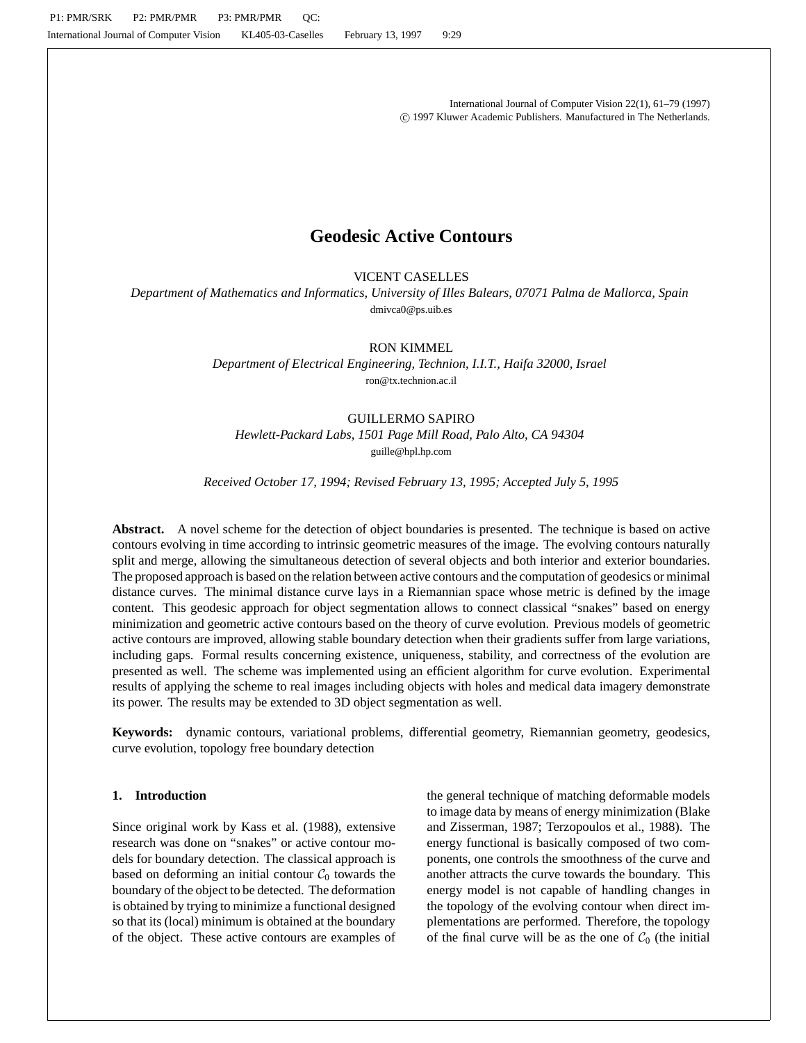# Geodesic Active Contours

VICENT CASELLES

*Department of Mathematics and Informatics, University of Illes Balears, 07071 Palma de Mallorca, Spain*

dmivca0@ps.uib.es

RON KIMMEL

*Department of Electrical Engineering, Technion, I.I.T., Haifa 32000, Israel*

ron@tx.technion.ac.il

GUILLERMO SAPIRO

*Hewlett-Packard Labs, 1501 Page Mill Road, Palo Alto, CA 94304*

guille@hpl.hp.com

*Received October 17, 1994; Revised February 13, 1995; Accepted July 5, 1995*

**Abstract.** A novel scheme for the detection of object boundaries is presented. The technique is based on active contours evolving in time according to intrinsic geometric measures of the image. The evolving contours naturally split and merge, allowing the simultaneous detection of several objects and both interior and exterior boundaries. The proposed approach is based on the relation between active contours and the computation of geodesics or minimal distance curves. The minimal distance curve lays in a Riemannian space whose metric is defined by the image content. This geodesic approach for object segmentation allows to connect classical "snakes" based on energy minimization and geometric active contours based on the theory of curve evolution. Previous models of geometric active contours are improved, allowing stable boundary detection when their gradients suffer from large variations, including gaps. Formal results concerning existence, uniqueness, stability, and correctness of the evolution are presented as well. The scheme was implemented using an efficient algorithm for curve evolution. Experimental results of applying the scheme to real images including objects with holes and medical data imagery demonstrate its power. The results may be extended to 3D object segmentation as well.

**Keywords:** dynamic contours, variational problems, differential geometry, Riemannian geometry, geodesics, curve evolution, topology free boundary detection

## 1. Introduction

Since original work by Kass et al. (1988), extensive research was done on "snakes" or active contour models for boundary detection. The classical approach is based on deforming an initial contour $\mathcal{C}_0$ towards the boundary of the object to be detected. The deformation is obtained by trying to minimize a functional designed so that its (local) minimum is obtained at the boundary of the object. These active contours are examples of the general technique of matching deformable models to image data by means of energy minimization (Blake and Zisserman, 1987; Terzopoulos et al., 1988). The energy functional is basically composed of two components, one controls the smoothness of the curve and another attracts the curve towards the boundary. This energy model is not capable of handling changes in the topology of the evolving contour when direct implementations are performed. Therefore, the topology of the final curve will be as the one of $\mathcal{C}_0$ (the initial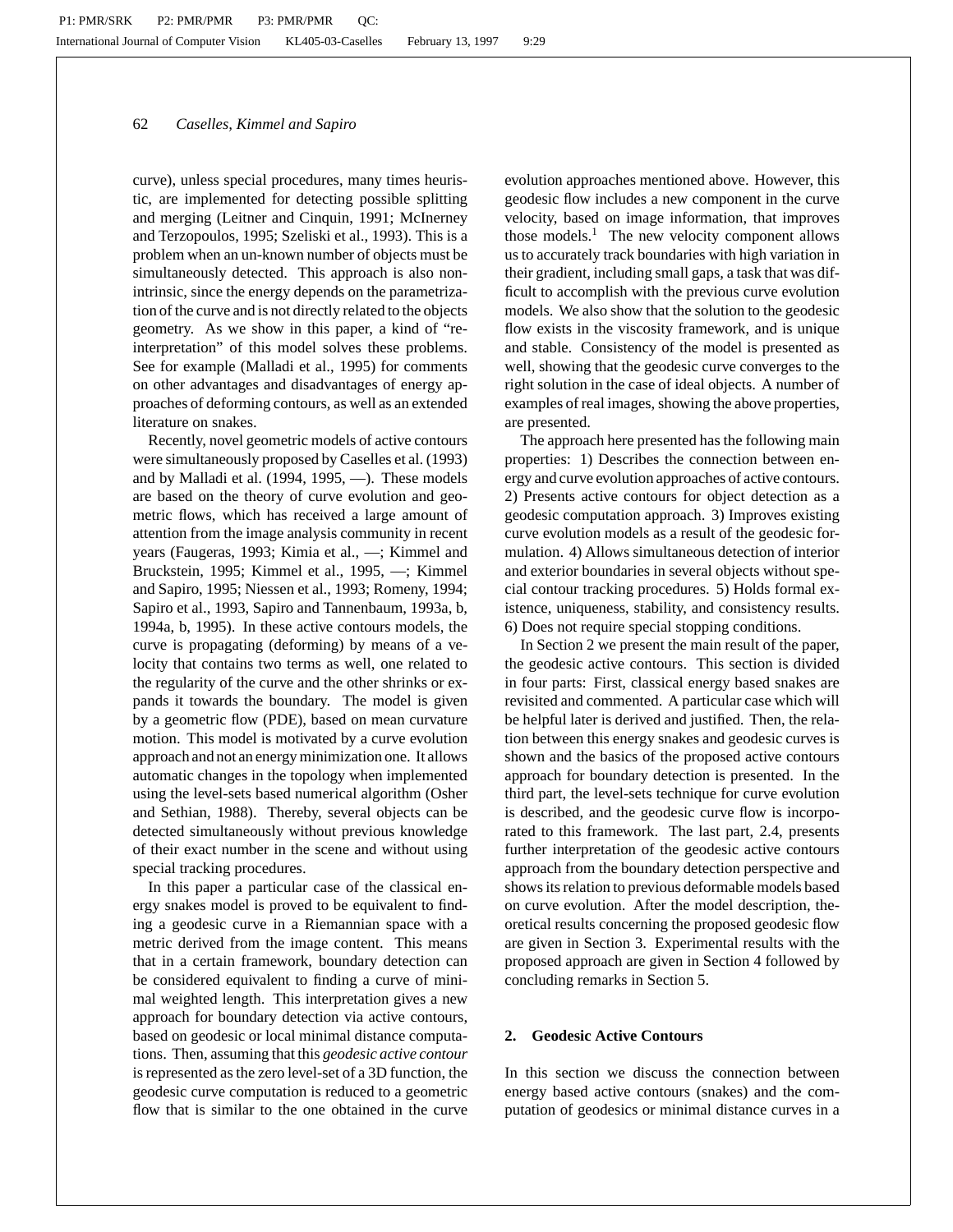curve), unless special procedures, many times heuristic, are implemented for detecting possible splitting and merging (Leitner and Cinquin, 1991; McInerney and Terzopoulos, 1995; Szeliski et al., 1993). This is a problem when an un-known number of objects must be simultaneously detected. This approach is also non-intrinsic, since the energy depends on the parametrization of the curve and is not directly related to the objects geometry. As we show in this paper, a kind of "re-interpretation" of this model solves these problems. See for example (Malladi et al., 1995) for comments on other advantages and disadvantages of energy approaches of deforming contours, as well as an extended literature on snakes.

Recently, novel geometric models of active contours were simultaneously proposed by Caselles et al. (1993) and by Malladi et al. (1994, 1995, —). These models are based on the theory of curve evolution and geometric flows, which has received a large amount of attention from the image analysis community in recent years (Faugeras, 1993; Kimia et al., —; Kimmel and Bruckstein, 1995; Kimmel et al., 1995, —; Kimmel and Sapiro, 1995; Niessen et al., 1993; Romeny, 1994; Sapiro et al., 1993, Sapiro and Tannenbaum, 1993a, b, 1994a, b, 1995). In these active contours models, the curve is propagating (deforming) by means of a velocity that contains two terms as well, one related to the regularity of the curve and the other shrinks or expands it towards the boundary. The model is given by a geometric flow (PDE), based on mean curvature motion. This model is motivated by a curve evolution approach and not an energy minimization one. It allows automatic changes in the topology when implemented using the level-sets based numerical algorithm (Osher and Sethian, 1988). Thereby, several objects can be detected simultaneously without previous knowledge of their exact number in the scene and without using special tracking procedures.

In this paper a particular case of the classical energy snakes model is proved to be equivalent to finding a geodesic curve in a Riemannian space with a metric derived from the image content. This means that in a certain framework, boundary detection can be considered equivalent to finding a curve of minimal weighted length. This interpretation gives a new approach for boundary detection via active contours, based on geodesic or local minimal distance computations. Then, assuming that this *geodesic active contour* is represented as the zero level-set of a 3D function, the geodesic curve computation is reduced to a geometric flow that is similar to the one obtained in the curve evolution approaches mentioned above. However, this geodesic flow includes a new component in the curve velocity, based on image information, that improves those models.[1] The new velocity component allows us to accurately track boundaries with high variation in their gradient, including small gaps, a task that was difficult to accomplish with the previous curve evolution models. We also show that the solution to the geodesic flow exists in the viscosity framework, and is unique and stable. Consistency of the model is presented as well, showing that the geodesic curve converges to the right solution in the case of ideal objects. A number of examples of real images, showing the above properties, are presented.

The approach here presented has the following main properties: 1) Describes the connection between energy and curve evolution approaches of active contours. 2) Presents active contours for object detection as a geodesic computation approach. 3) Improves existing curve evolution models as a result of the geodesic formulation. 4) Allows simultaneous detection of interior and exterior boundaries in several objects without special contour tracking procedures. 5) Holds formal existence, uniqueness, stability, and consistency results. 6) Does not require special stopping conditions.

In Section 2 we present the main result of the paper, the geodesic active contours. This section is divided in four parts: First, classical energy based snakes are revisited and commented. A particular case which will be helpful later is derived and justified. Then, the relation between this energy snakes and geodesic curves is shown and the basics of the proposed active contours approach for boundary detection is presented. In the third part, the level-sets technique for curve evolution is described, and the geodesic curve flow is incorporated to this framework. The last part, 2.4, presents further interpretation of the geodesic active contours approach from the boundary detection perspective and shows its relation to previous deformable models based on curve evolution. After the model description, theoretical results concerning the proposed geodesic flow are given in Section 3. Experimental results with the proposed approach are given in Section 4 followed by concluding remarks in Section 5.

## 2. Geodesic Active Contours

In this section we discuss the connection between energy based active contours (snakes) and the computation of geodesics or minimal distance curves in a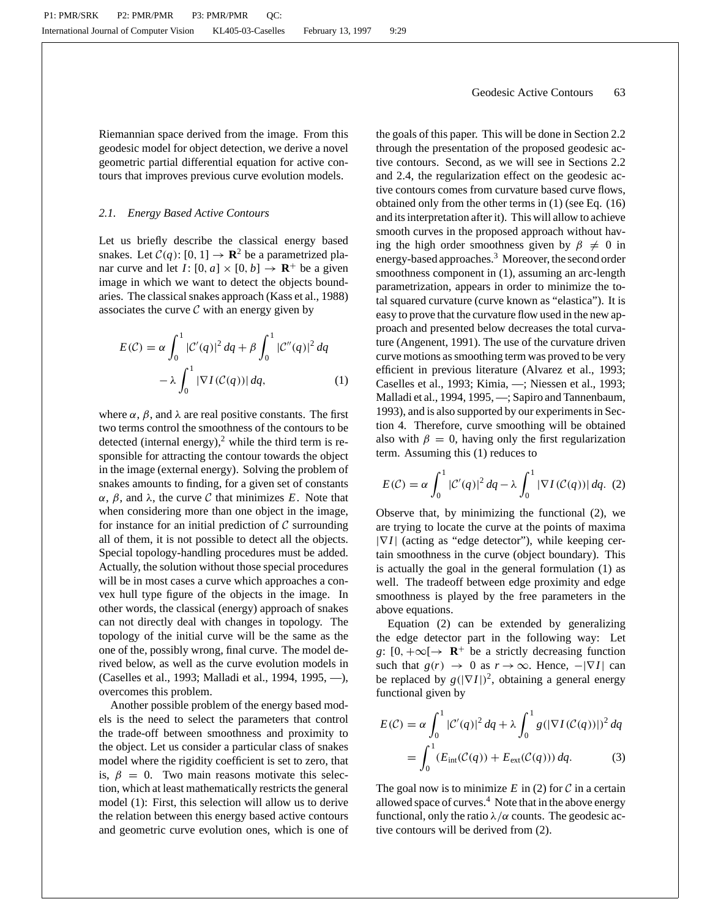Riemannian space derived from the image. From this geodesic model for object detection, we derive a novel geometric partial differential equation for active contours that improves previous curve evolution models.

### 2.1. *Energy Based Active Contours*

Let us briefly describe the classical energy based snakes. Let $\mathcal{C}(q)$: $[0, 1] \rightarrow \mathbf{R}^2$ be a parametrized planar curve and let $I$: $[0, a] \times [0, b] \rightarrow \mathbf{R}^+$ be a given image in which we want to detect the objects boundaries. The classical snakes approach (Kass et al., 1988) associates the curve $\mathcal{C}$ with an energy given by

$$E(\mathcal{C}) = \alpha \int_0^1 |\mathcal{C}'(q)|^2 \, dq + \beta \int_0^1 |\mathcal{C}''(q)|^2 \, dq - \lambda \int_0^1 |\nabla I(\mathcal{C}(q))| \, dq, \tag{1}$$

where $\alpha$, $\beta$, and $\lambda$ are real positive constants. The first two terms control the smoothness of the contours to be detected (internal energy),[2] while the third term is responsible for attracting the contour towards the object in the image (external energy). Solving the problem of snakes amounts to finding, for a given set of constants $\alpha$, $\beta$, and $\lambda$, the curve $\mathcal{C}$ that minimizes $E$. Note that when considering more than one object in the image, for instance for an initial prediction of $\mathcal{C}$ surrounding all of them, it is not possible to detect all the objects. Special topology-handling procedures must be added. Actually, the solution without those special procedures will be in most cases a curve which approaches a convex hull type figure of the objects in the image. In other words, the classical (energy) approach of snakes can not directly deal with changes in topology. The topology of the initial curve will be the same as the one of the, possibly wrong, final curve. The model derived below, as well as the curve evolution models in (Caselles et al., 1993; Malladi et al., 1994, 1995, —), overcomes this problem.

Another possible problem of the energy based models is the need to select the parameters that control the trade-off between smoothness and proximity to the object. Let us consider a particular class of snakes model where the rigidity coefficient is set to zero, that is, $\beta = 0$. Two main reasons motivate this selection, which at least mathematically restricts the general model (1): First, this selection will allow us to derive the relation between this energy based active contours and geometric curve evolution ones, which is one of the goals of this paper. This will be done in Section 2.2 through the presentation of the proposed geodesic active contours. Second, as we will see in Sections 2.2 and 2.4, the regularization effect on the geodesic active contours comes from curvature based curve flows, obtained only from the other terms in (1) (see Eq. (16) and its interpretation after it). This will allow to achieve smooth curves in the proposed approach without having the high order smoothness given by $\beta \neq 0$ in energy-based approaches.[3] Moreover, the second order smoothness component in (1), assuming an arc-length parametrization, appears in order to minimize the total squared curvature (curve known as "elastica"). It is easy to prove that the curvature flow used in the new approach and presented below decreases the total curvature (Angenent, 1991). The use of the curvature driven curve motions as smoothing term was proved to be very efficient in previous literature (Alvarez et al., 1993; Caselles et al., 1993; Kimia, —; Niessen et al., 1993; Malladi et al., 1994, 1995, —; Sapiro and Tannenbaum, 1993), and is also supported by our experiments in Section 4. Therefore, curve smoothing will be obtained also with $\beta = 0$, having only the first regularization term. Assuming this (1) reduces to

$$E(\mathcal{C}) = \alpha \int_0^1 |\mathcal{C}'(q)|^2 \, dq - \lambda \int_0^1 |\nabla I(\mathcal{C}(q))| \, dq. \tag{2}$$

Observe that, by minimizing the functional (2), we are trying to locate the curve at the points of maxima $|\nabla I|$ (acting as "edge detector"), while keeping certain smoothness in the curve (object boundary). This is actually the goal in the general formulation (1) as well. The tradeoff between edge proximity and edge smoothness is played by the free parameters in the above equations.

Equation (2) can be extended by generalizing the edge detector part in the following way: Let $g$: $[0, +\infty[ \rightarrow \mathbf{R}^+$ be a strictly decreasing function such that $g(r) \rightarrow 0$ as $r \rightarrow \infty$. Hence, $-|\nabla I|$ can be replaced by $g(|\nabla I|)^2$, obtaining a general energy functional given by

$$\begin{aligned} E(\mathcal{C}) &= \alpha \int_0^1 |\mathcal{C}'(q)|^2 \, dq + \lambda \int_0^1 g(|\nabla I(\mathcal{C}(q))|)^2 \, dq \\ &= \int_0^1 (E_{\text{int}}(\mathcal{C}(q)) + E_{\text{ext}}(\mathcal{C}(q))) \, dq. \end{aligned} \tag{3}$$

The goal now is to minimize $E$ in (2) for $\mathcal{C}$ in a certain allowed space of curves.[4] Note that in the above energy functional, only the ratio $\lambda/\alpha$ counts. The geodesic active contours will be derived from (2).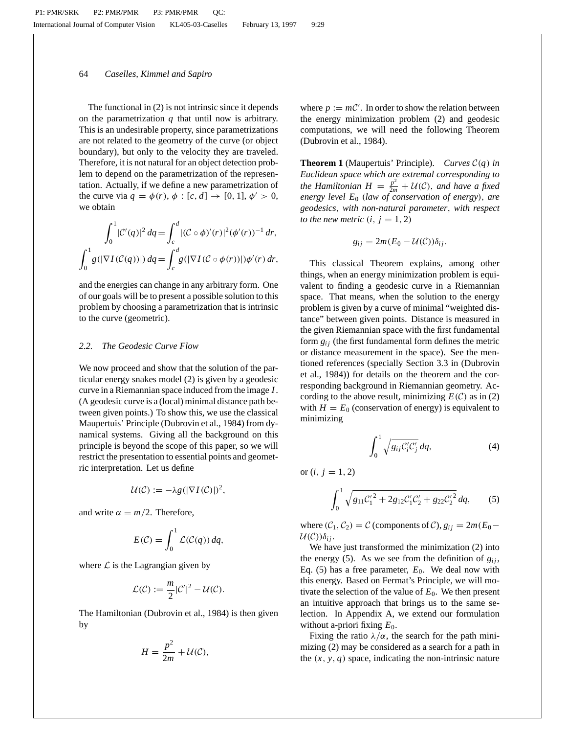The functional in (2) is not intrinsic since it depends on the parametrization $q$ that until now is arbitrary. This is an undesirable property, since parametrizations are not related to the geometry of the curve (or object boundary), but only to the velocity they are traveled. Therefore, it is not natural for an object detection problem to depend on the parametrization of the representation. Actually, if we define a new parametrization of the curve via $q = \phi(r)$, $\phi : [c, d] \to [0, 1]$, $\phi' > 0$, we obtain

$$\int_0^1 |\mathcal{C}'(q)|^2 \, dq = \int_c^d |(\mathcal{C} \circ \phi)'(r)|^2 (\phi'(r))^{-1} \, dr,$$

$$\int_0^1 g(|\nabla I(\mathcal{C}(q))|) \, dq = \int_c^d g(|\nabla I(\mathcal{C} \circ \phi(r))|) \phi'(r) \, dr,$$

and the energies can change in any arbitrary form. One of our goals will be to present a possible solution to this problem by choosing a parametrization that is intrinsic to the curve (geometric).

### 2.2. The Geodesic Curve Flow

We now proceed and show that the solution of the particular energy snakes model (2) is given by a geodesic curve in a Riemannian space induced from the image $I$. (A geodesic curve is a (local) minimal distance path between given points.) To show this, we use the classical Maupertuis' Principle (Dubrovin et al., 1984) from dynamical systems. Giving all the background on this principle is beyond the scope of this paper, so we will restrict the presentation to essential points and geometric interpretation. Let us define

$$\mathcal{U}(\mathcal{C}) := -\lambda g(|\nabla I(\mathcal{C})|)^2,$$

and write $\alpha = m/2$. Therefore,

$$E(\mathcal{C}) = \int_0^1 \mathcal{L}(\mathcal{C}(q)) \, dq,$$

where $\mathcal{L}$ is the Lagrangian given by

$$\mathcal{L}(\mathcal{C}) := \frac{m}{2} |\mathcal{C}'|^2 - \mathcal{U}(\mathcal{C}).$$

The Hamiltonian (Dubrovin et al., 1984) is then given by

$$H = \frac{p^2}{2m} + \mathcal{U}(\mathcal{C}),$$

where $p := m\mathcal{C}'$. In order to show the relation between the energy minimization problem (2) and geodesic computations, we will need the following Theorem (Dubrovin et al., 1984).

**Theorem 1** (Maupertuis' Principle). *Curves $\mathcal{C}(q)$ in Euclidean space which are extremal corresponding to the Hamiltonian $H = \frac{p^2}{2m} + \mathcal{U}(\mathcal{C})$, and have a fixed energy level $E_0$ (law of conservation of energy), are geodesics, with non-natural parameter, with respect to the new metric $(i, j = 1, 2)$*

$$g_{ij} = 2m(E_0 - \mathcal{U}(\mathcal{C}))\delta_{ij}.$$

This classical Theorem explains, among other things, when an energy minimization problem is equivalent to finding a geodesic curve in a Riemannian space. That means, when the solution to the energy problem is given by a curve of minimal "weighted distance" between given points. Distance is measured in the given Riemannian space with the first fundamental form $g_{ij}$ (the first fundamental form defines the metric or distance measurement in the space). See the mentioned references (specially Section 3.3 in (Dubrovin et al., 1984)) for details on the theorem and the corresponding background in Riemannian geometry. According to the above result, minimizing $E(\mathcal{C})$ as in (2) with $H = E_0$ (conservation of energy) is equivalent to minimizing

$$\int_0^1 \sqrt{g_{ij}\mathcal{C}_i'\mathcal{C}_j'} \, dq, \tag{4}$$

or $(i, j = 1, 2)$

$$\int_0^1 \sqrt{g_{11}\mathcal{C}_1'^2 + 2g_{12}\mathcal{C}_1'\mathcal{C}_2' + g_{22}\mathcal{C}_2'^2} \, dq, \tag{5}$$

where $(\mathcal{C}_1, \mathcal{C}_2) = \mathcal{C}$ (components of $\mathcal{C}$), $g_{ij} = 2m(E_0 - \mathcal{U}(\mathcal{C}))\delta_{ij}$.

We have just transformed the minimization (2) into the energy (5). As we see from the definition of $g_{ij}$, Eq. (5) has a free parameter, $E_0$. We deal now with this energy. Based on Fermat's Principle, we will motivate the selection of the value of $E_0$. We then present an intuitive approach that brings us to the same selection. In Appendix A, we extend our formulation without a-priori fixing $E_0$.

Fixing the ratio $\lambda/\alpha$, the search for the path minimizing (2) may be considered as a search for a path in the $(x, y, q)$ space, indicating the non-intrinsic nature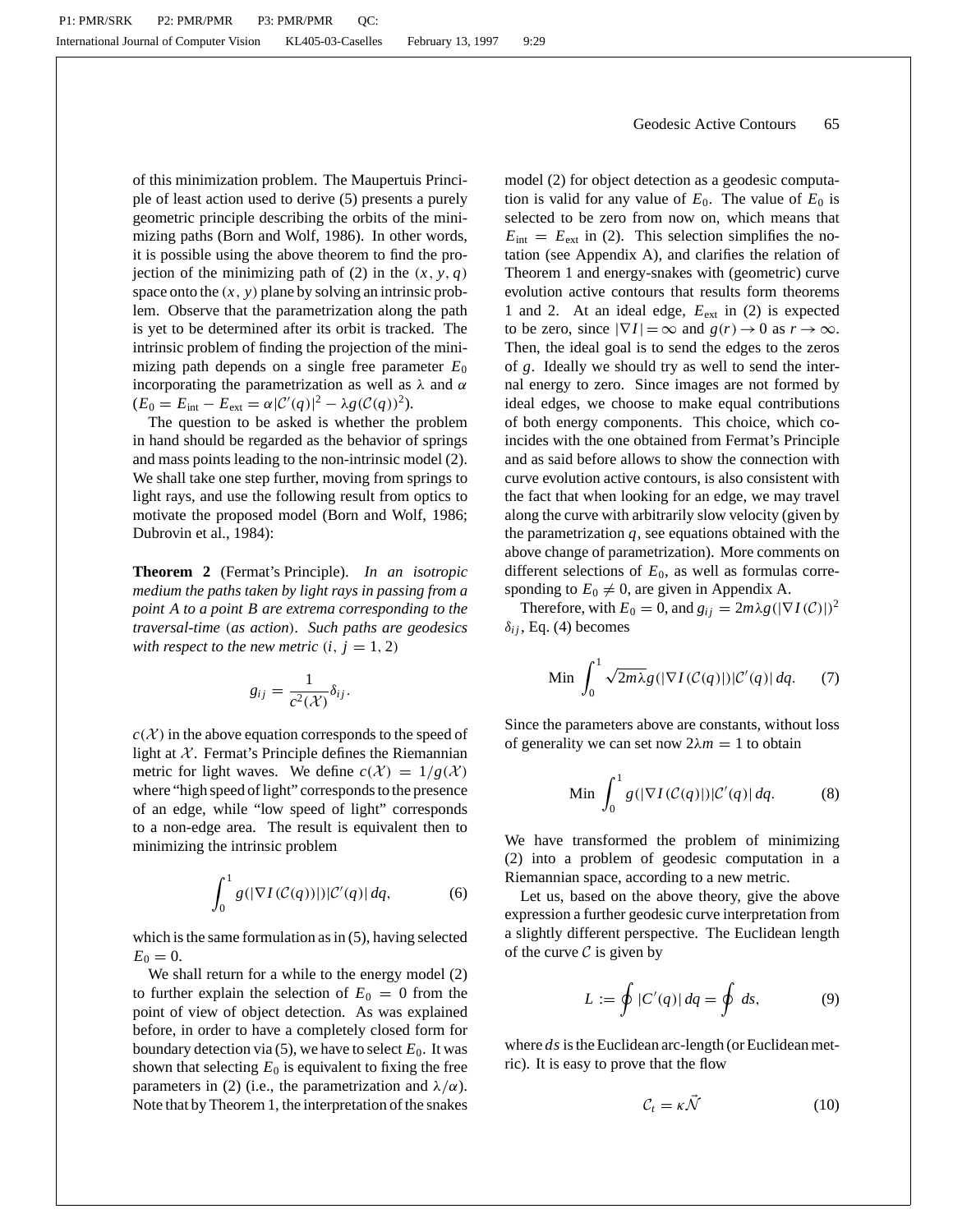of this minimization problem. The Maupertuis Principle of least action used to derive (5) presents a purely geometric principle describing the orbits of the minimizing paths (Born and Wolf, 1986). In other words, it is possible using the above theorem to find the projection of the minimizing path of (2) in the $(x, y, q)$ space onto the $(x, y)$ plane by solving an intrinsic problem. Observe that the parametrization along the path is yet to be determined after its orbit is tracked. The intrinsic problem of finding the projection of the minimizing path depends on a single free parameter $E_0$ incorporating the parametrization as well as $\lambda$ and $\alpha$ ($E_0 = E_{\text{int}} - E_{\text{ext}} = \alpha|\mathcal{C}'(q)|^2 - \lambda g(\mathcal{C}(q))^2$).

The question to be asked is whether the problem in hand should be regarded as the behavior of springs and mass points leading to the non-intrinsic model (2). We shall take one step further, moving from springs to light rays, and use the following result from optics to motivate the proposed model (Born and Wolf, 1986; Dubrovin et al., 1984):

**Theorem 2** (Fermat's Principle). *In an isotropic medium the paths taken by light rays in passing from a point A to a point B are extrema corresponding to the traversal-time* (*as action*). *Such paths are geodesics with respect to the new metric* ($i, j = 1, 2$)

$$g_{ij} = \frac{1}{c^2(\mathcal{X})}\delta_{ij}.$$

$c(\mathcal{X})$ in the above equation corresponds to the speed of light at $\mathcal{X}$. Fermat's Principle defines the Riemannian metric for light waves. We define $c(\mathcal{X}) = 1/g(\mathcal{X})$ where "high speed of light" corresponds to the presence of an edge, while "low speed of light" corresponds to a non-edge area. The result is equivalent then to minimizing the intrinsic problem

$$\int_0^1 g(|\nabla I(\mathcal{C}(q))|)|\mathcal{C}'(q)|\,dq, \tag{6}$$

which is the same formulation as in (5), having selected $E_0 = 0$.

We shall return for a while to the energy model (2) to further explain the selection of $E_0 = 0$ from the point of view of object detection. As was explained before, in order to have a completely closed form for boundary detection via (5), we have to select $E_0$. It was shown that selecting $E_0$ is equivalent to fixing the free parameters in (2) (i.e., the parametrization and $\lambda/\alpha$). Note that by Theorem 1, the interpretation of the snakes model (2) for object detection as a geodesic computation is valid for any value of $E_0$. The value of $E_0$ is selected to be zero from now on, which means that $E_{\text{int}} = E_{\text{ext}}$ in (2). This selection simplifies the notation (see Appendix A), and clarifies the relation of Theorem 1 and energy-snakes with (geometric) curve evolution active contours that results form theorems 1 and 2. At an ideal edge, $E_{\text{ext}}$ in (2) is expected to be zero, since $|\nabla I| = \infty$ and $g(r) \to 0$ as $r \to \infty$. Then, the ideal goal is to send the edges to the zeros of $g$. Ideally we should try as well to send the internal energy to zero. Since images are not formed by ideal edges, we choose to make equal contributions of both energy components. This choice, which coincides with the one obtained from Fermat's Principle and as said before allows to show the connection with curve evolution active contours, is also consistent with the fact that when looking for an edge, we may travel along the curve with arbitrarily slow velocity (given by the parametrization $q$, see equations obtained with the above change of parametrization). More comments on different selections of $E_0$, as well as formulas corresponding to $E_0 \neq 0$, are given in Appendix A.

Therefore, with $E_0 = 0$, and $g_{ij} = 2m\lambda g(|\nabla I(\mathcal{C})|)^2 \delta_{ij}$, Eq. (4) becomes

$$\text{Min} \int_0^1 \sqrt{2m\lambda}\, g(|\nabla I(\mathcal{C}(q))|)|\mathcal{C}'(q)|\,dq. \tag{7}$$

Since the parameters above are constants, without loss of generality we can set now $2\lambda m = 1$ to obtain

$$\text{Min} \int_0^1 g(|\nabla I(\mathcal{C}(q))|)|\mathcal{C}'(q)|\,dq. \tag{8}$$

We have transformed the problem of minimizing (2) into a problem of geodesic computation in a Riemannian space, according to a new metric.

Let us, based on the above theory, give the above expression a further geodesic curve interpretation from a slightly different perspective. The Euclidean length of the curve $\mathcal{C}$ is given by

$$L := \oint |C'(q)|\,dq = \oint ds, \tag{9}$$

where $ds$ is the Euclidean arc-length (or Euclidean metric). It is easy to prove that the flow

$$\mathcal{C}_t = \kappa\vec{\mathcal{N}} \tag{10}$$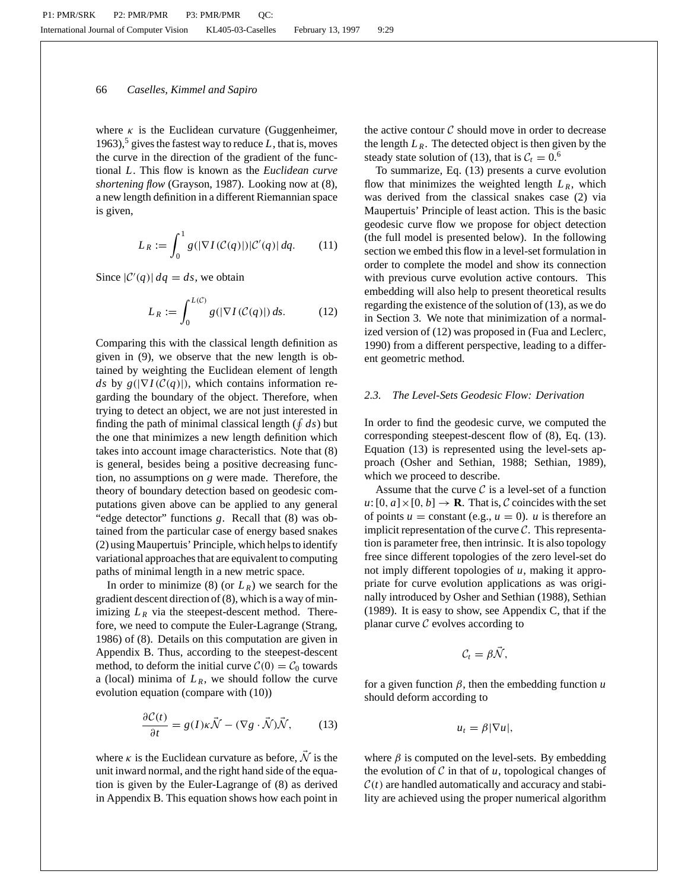where $\kappa$ is the Euclidean curvature (Guggenheimer, 1963),[5] gives the fastest way to reduce $L$, that is, moves the curve in the direction of the gradient of the functional $L$. This flow is known as the *Euclidean curve shortening flow* (Grayson, 1987). Looking now at (8), a new length definition in a different Riemannian space is given,

$$L_R := \int_0^1 g(|\nabla I(\mathcal{C}(q))|)|\mathcal{C}'(q)|\, dq. \qquad (11)$$

Since $|\mathcal{C}'(q)|\, dq = ds$, we obtain

$$L_R := \int_0^{L(\mathcal{C})} g(|\nabla I(\mathcal{C}(q))|)\, ds. \qquad (12)$$

Comparing this with the classical length definition as given in (9), we observe that the new length is obtained by weighting the Euclidean element of length $ds$ by $g(|\nabla I(\mathcal{C}(q))|)$, which contains information regarding the boundary of the object. Therefore, when trying to detect an object, we are not just interested in finding the path of minimal classical length ($\oint ds$) but the one that minimizes a new length definition which takes into account image characteristics. Note that (8) is general, besides being a positive decreasing function, no assumptions on $g$ were made. Therefore, the theory of boundary detection based on geodesic computations given above can be applied to any general "edge detector" functions $g$. Recall that (8) was obtained from the particular case of energy based snakes (2) using Maupertuis' Principle, which helps to identify variational approaches that are equivalent to computing paths of minimal length in a new metric space.

In order to minimize (8) (or $L_R$) we search for the gradient descent direction of (8), which is a way of minimizing $L_R$ via the steepest-descent method. Therefore, we need to compute the Euler-Lagrange (Strang, 1986) of (8). Details on this computation are given in Appendix B. Thus, according to the steepest-descent method, to deform the initial curve $\mathcal{C}(0) = \mathcal{C}_0$ towards a (local) minima of $L_R$, we should follow the curve evolution equation (compare with (10))

$$\frac{\partial \mathcal{C}(t)}{\partial t} = g(I)\kappa\vec{\mathcal{N}} - (\nabla g \cdot \vec{\mathcal{N}})\vec{\mathcal{N}}, \qquad (13)$$

where $\kappa$ is the Euclidean curvature as before, $\vec{\mathcal{N}}$ is the unit inward normal, and the right hand side of the equation is given by the Euler-Lagrange of (8) as derived in Appendix B. This equation shows how each point in the active contour $\mathcal{C}$ should move in order to decrease the length $L_R$. The detected object is then given by the steady state solution of (13), that is $\mathcal{C}_t = 0$.[6]

To summarize, Eq. (13) presents a curve evolution flow that minimizes the weighted length $L_R$, which was derived from the classical snakes case (2) via Maupertuis' Principle of least action. This is the basic geodesic curve flow we propose for object detection (the full model is presented below). In the following section we embed this flow in a level-set formulation in order to complete the model and show its connection with previous curve evolution active contours. This embedding will also help to present theoretical results regarding the existence of the solution of (13), as we do in Section 3. We note that minimization of a normalized version of (12) was proposed in (Fua and Leclerc, 1990) from a different perspective, leading to a different geometric method.

### 2.3. *The Level-Sets Geodesic Flow: Derivation*

In order to find the geodesic curve, we computed the corresponding steepest-descent flow of (8), Eq. (13). Equation (13) is represented using the level-sets approach (Osher and Sethian, 1988; Sethian, 1989), which we proceed to describe.

Assume that the curve $\mathcal{C}$ is a level-set of a function $u: [0, a] \times [0, b] \to \mathbf{R}$. That is, $\mathcal{C}$ coincides with the set of points $u =$ constant (e.g., $u = 0$). $u$ is therefore an implicit representation of the curve $\mathcal{C}$. This representation is parameter free, then intrinsic. It is also topology free since different topologies of the zero level-set do not imply different topologies of $u$, making it appropriate for curve evolution applications as was originally introduced by Osher and Sethian (1988), Sethian (1989). It is easy to show, see Appendix C, that if the planar curve $\mathcal{C}$ evolves according to

$$\mathcal{C}_t = \beta\vec{\mathcal{N}},$$

for a given function $\beta$, then the embedding function $u$ should deform according to

$$u_t = \beta|\nabla u|,$$

where $\beta$ is computed on the level-sets. By embedding the evolution of $\mathcal{C}$ in that of $u$, topological changes of $\mathcal{C}(t)$ are handled automatically and accuracy and stability are achieved using the proper numerical algorithm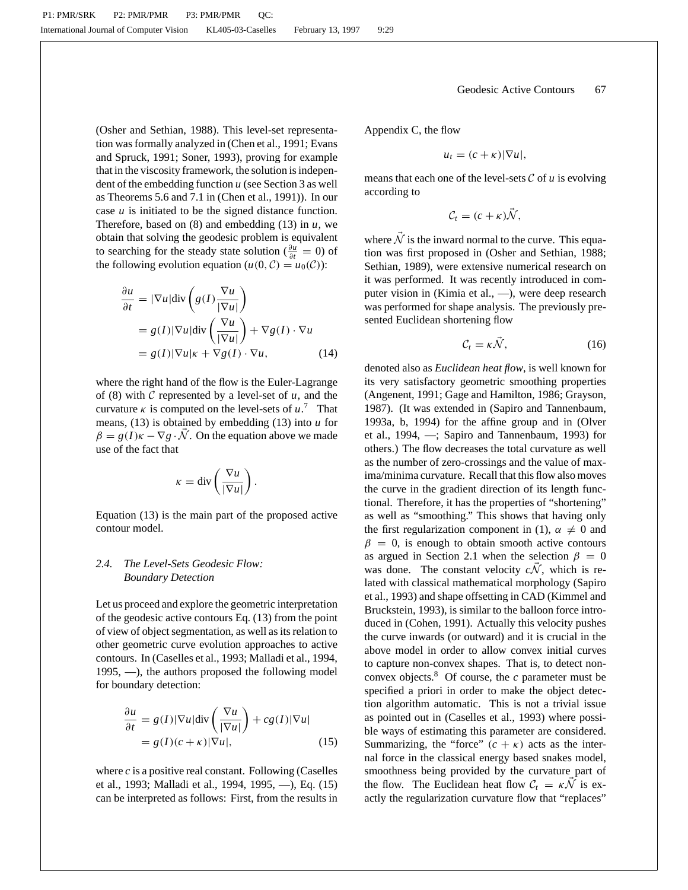(Osher and Sethian, 1988). This level-set representation was formally analyzed in (Chen et al., 1991; Evans and Spruck, 1991; Soner, 1993), proving for example that in the viscosity framework, the solution is independent of the embedding function $u$ (see Section 3 as well as Theorems 5.6 and 7.1 in (Chen et al., 1991)). In our case $u$ is initiated to be the signed distance function. Therefore, based on (8) and embedding (13) in $u$, we obtain that solving the geodesic problem is equivalent to searching for the steady state solution ($\frac{\partial u}{\partial t} = 0$) of the following evolution equation ($u(0, \mathcal{C}) = u_0(\mathcal{C})$):

$$
\begin{aligned}
\frac{\partial u}{\partial t} &= |\nabla u| \operatorname{div}\left( g(I) \frac{\nabla u}{|\nabla u|} \right) \\
&= g(I) |\nabla u| \operatorname{div}\left( \frac{\nabla u}{|\nabla u|} \right) + \nabla g(I) \cdot \nabla u \\
&= g(I) |\nabla u| \kappa + \nabla g(I) \cdot \nabla u, \qquad (14)
\end{aligned}
$$

where the right hand of the flow is the Euler-Lagrange of (8) with $\mathcal{C}$ represented by a level-set of $u$, and the curvature $\kappa$ is computed on the level-sets of $u$.[7] That means, (13) is obtained by embedding (13) into $u$ for $\beta = g(I)\kappa - \nabla g \cdot \vec{\mathcal{N}}$. On the equation above we made use of the fact that

$$
\kappa = \operatorname{div}\left( \frac{\nabla u}{|\nabla u|} \right).
$$

Equation (13) is the main part of the proposed active contour model.

### 2.4. The Level-Sets Geodesic Flow: Boundary Detection

Let us proceed and explore the geometric interpretation of the geodesic active contours Eq. (13) from the point of view of object segmentation, as well as its relation to other geometric curve evolution approaches to active contours. In (Caselles et al., 1993; Malladi et al., 1994, 1995, —), the authors proposed the following model for boundary detection:

$$
\begin{aligned}
\frac{\partial u}{\partial t} &= g(I) |\nabla u| \operatorname{div}\left( \frac{\nabla u}{|\nabla u|} \right) + c g(I) |\nabla u| \\
&= g(I)(c + \kappa) |\nabla u|, \qquad (15)
\end{aligned}
$$

where $c$ is a positive real constant. Following (Caselles et al., 1993; Malladi et al., 1994, 1995, —), Eq. (15) can be interpreted as follows: First, from the results in Appendix C, the flow

$$
u_t = (c + \kappa) |\nabla u|,
$$

means that each one of the level-sets $\mathcal{C}$ of $u$ is evolving according to

$$
\mathcal{C}_t = (c + \kappa) \vec{\mathcal{N}},
$$

where $\vec{\mathcal{N}}$ is the inward normal to the curve. This equation was first proposed in (Osher and Sethian, 1988; Sethian, 1989), were extensive numerical research on it was performed. It was recently introduced in computer vision in (Kimia et al., —), were deep research was performed for shape analysis. The previously presented Euclidean shortening flow

$$
\mathcal{C}_t = \kappa \vec{\mathcal{N}}, \qquad (16)
$$

denoted also as *Euclidean heat flow*, is well known for its very satisfactory geometric smoothing properties (Angenent, 1991; Gage and Hamilton, 1986; Grayson, 1987). (It was extended in (Sapiro and Tannenbaum, 1993a, b, 1994) for the affine group and in (Olver et al., 1994, —; Sapiro and Tannenbaum, 1993) for others.) The flow decreases the total curvature as well as the number of zero-crossings and the value of maxima/minima curvature. Recall that this flow also moves the curve in the gradient direction of its length functional. Therefore, it has the properties of "shortening" as well as "smoothing." This shows that having only the first regularization component in (1), $\alpha \neq 0$ and $\beta = 0$, is enough to obtain smooth active contours as argued in Section 2.1 when the selection $\beta = 0$ was done. The constant velocity $c\vec{\mathcal{N}}$, which is related with classical mathematical morphology (Sapiro et al., 1993) and shape offsetting in CAD (Kimmel and Bruckstein, 1993), is similar to the balloon force introduced in (Cohen, 1991). Actually this velocity pushes the curve inwards (or outward) and it is crucial in the above model in order to allow convex initial curves to capture non-convex shapes. That is, to detect non-convex objects.[8] Of course, the $c$ parameter must be specified a priori in order to make the object detection algorithm automatic. This is not a trivial issue as pointed out in (Caselles et al., 1993) where possible ways of estimating this parameter are considered. Summarizing, the "force" $(c + \kappa)$ acts as the internal force in the classical energy based snakes model, smoothness being provided by the curvature part of the flow. The Euclidean heat flow $\mathcal{C}_t = \kappa \vec{\mathcal{N}}$ is exactly the regularization curvature flow that "replaces"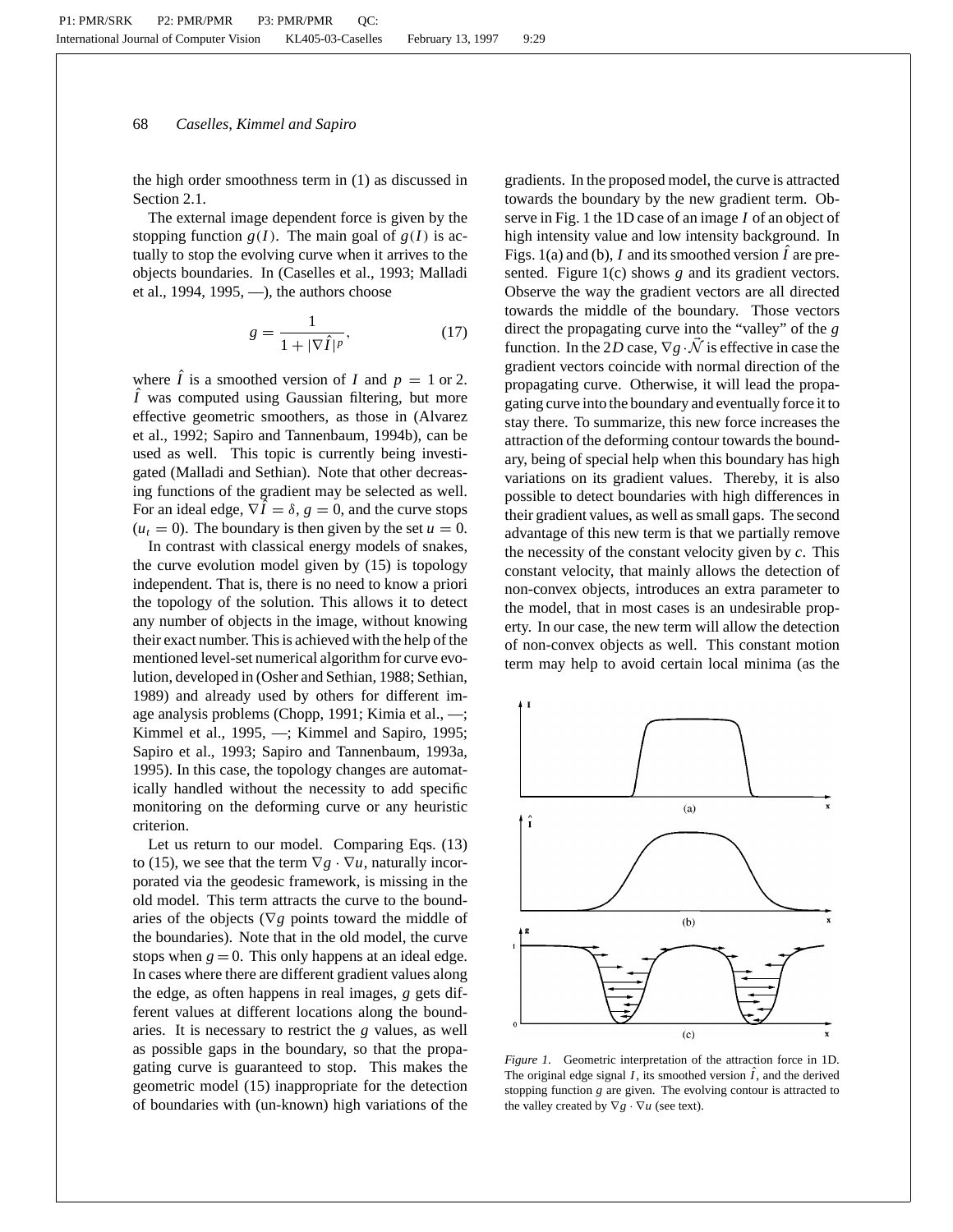the high order smoothness term in (1) as discussed in Section 2.1.

The external image dependent force is given by the stopping function $g(I)$. The main goal of $g(I)$ is actually to stop the evolving curve when it arrives to the objects boundaries. In (Caselles et al., 1993; Malladi et al., 1994, 1995, —), the authors choose

$$g = \frac{1}{1 + |\nabla \hat{I}|^p}, \tag{17}$$

where $\hat{I}$ is a smoothed version of $I$ and $p = 1$ or 2. $\hat{I}$ was computed using Gaussian filtering, but more effective geometric smoothers, as those in (Alvarez et al., 1992; Sapiro and Tannenbaum, 1994b), can be used as well. This topic is currently being investigated (Malladi and Sethian). Note that other decreasing functions of the gradient may be selected as well. For an ideal edge, $\nabla \hat{I} = \delta$, $g = 0$, and the curve stops ($u_t = 0$). The boundary is then given by the set $u = 0$.

In contrast with classical energy models of snakes, the curve evolution model given by (15) is topology independent. That is, there is no need to know a priori the topology of the solution. This allows it to detect any number of objects in the image, without knowing their exact number. This is achieved with the help of the mentioned level-set numerical algorithm for curve evolution, developed in (Osher and Sethian, 1988; Sethian, 1989) and already used by others for different image analysis problems (Chopp, 1991; Kimia et al., —; Kimmel et al., 1995, —; Kimmel and Sapiro, 1995; Sapiro et al., 1993; Sapiro and Tannenbaum, 1993a, 1995). In this case, the topology changes are automatically handled without the necessity to add specific monitoring on the deforming curve or any heuristic criterion.

Let us return to our model. Comparing Eqs. (13) to (15), we see that the term $\nabla g \cdot \nabla u$, naturally incorporated via the geodesic framework, is missing in the old model. This term attracts the curve to the boundaries of the objects ($\nabla g$ points toward the middle of the boundaries). Note that in the old model, the curve stops when $g = 0$. This only happens at an ideal edge. In cases where there are different gradient values along the edge, as often happens in real images, $g$ gets different values at different locations along the boundaries. It is necessary to restrict the $g$ values, as well as possible gaps in the boundary, so that the propagating curve is guaranteed to stop. This makes the geometric model (15) inappropriate for the detection of boundaries with (un-known) high variations of the gradients. In the proposed model, the curve is attracted towards the boundary by the new gradient term. Observe in Fig. 1 the 1D case of an image $I$ of an object of high intensity value and low intensity background. In Figs. 1(a) and (b), $I$ and its smoothed version $\hat{I}$ are presented. Figure 1(c) shows $g$ and its gradient vectors. Observe the way the gradient vectors are all directed towards the middle of the boundary. Those vectors direct the propagating curve into the "valley" of the $g$ function. In the 2$D$ case, $\nabla g \cdot \vec{\mathcal{N}}$ is effective in case the gradient vectors coincide with normal direction of the propagating curve. Otherwise, it will lead the propagating curve into the boundary and eventually force it to stay there. To summarize, this new force increases the attraction of the deforming contour towards the boundary, being of special help when this boundary has high variations on its gradient values. Thereby, it is also possible to detect boundaries with high differences in their gradient values, as well as small gaps. The second advantage of this new term is that we partially remove the necessity of the constant velocity given by $c$. This constant velocity, that mainly allows the detection of non-convex objects, introduces an extra parameter to the model, that in most cases is an undesirable property. In our case, the new term will allow the detection of non-convex objects as well. This constant motion term may help to avoid certain local minima (as the

*Figure 1.* Geometric interpretation of the attraction force in 1D. The original edge signal $I$, its smoothed version $\hat{I}$, and the derived stopping function $g$ are given. The evolving contour is attracted to the valley created by $\nabla g \cdot \nabla u$ (see text).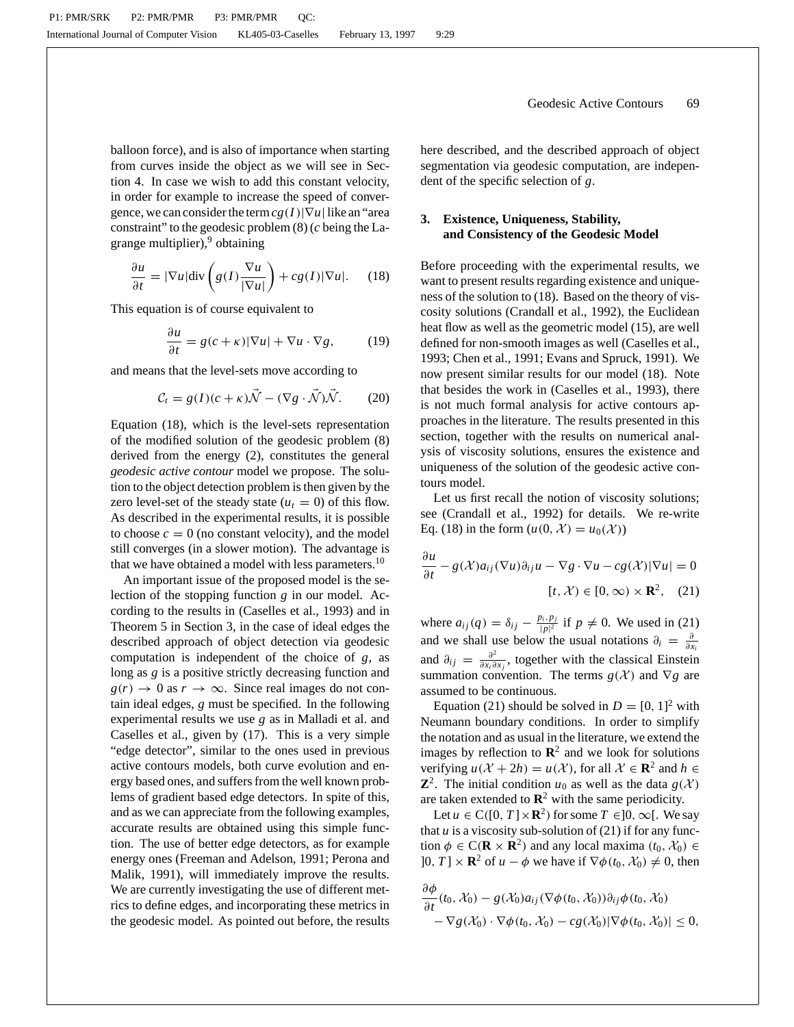balloon force), and is also of importance when starting from curves inside the object as we will see in Section 4. In case we wish to add this constant velocity, in order for example to increase the speed of convergence, we can consider the term $cg(I)|\nabla u|$ like an "area constraint" to the geodesic problem (8) ($c$ being the Lagrange multiplier),[9] obtaining

$$\frac{\partial u}{\partial t} = |\nabla u| \operatorname{div}\left(g(I)\frac{\nabla u}{|\nabla u|}\right) + cg(I)|\nabla u|. \qquad (18)$$

This equation is of course equivalent to

$$\frac{\partial u}{\partial t} = g(c+\kappa)|\nabla u| + \nabla u \cdot \nabla g, \qquad (19)$$

and means that the level-sets move according to

$$\mathcal{C}_t = g(I)(c+\kappa)\vec{\mathcal{N}} - (\nabla g \cdot \vec{\mathcal{N}})\vec{\mathcal{N}}. \qquad (20)$$

Equation (18), which is the level-sets representation of the modified solution of the geodesic problem (8) derived from the energy (2), constitutes the general *geodesic active contour* model we propose. The solution to the object detection problem is then given by the zero level-set of the steady state ($u_t = 0$) of this flow. As described in the experimental results, it is possible to choose $c = 0$ (no constant velocity), and the model still converges (in a slower motion). The advantage is that we have obtained a model with less parameters.[10]

An important issue of the proposed model is the selection of the stopping function $g$ in our model. According to the results in (Caselles et al., 1993) and in Theorem 5 in Section 3, in the case of ideal edges the described approach of object detection via geodesic computation is independent of the choice of $g$, as long as $g$ is a positive strictly decreasing function and $g(r) \to 0$ as $r \to \infty$. Since real images do not contain ideal edges, $g$ must be specified. In the following experimental results we use $g$ as in Malladi et al. and Caselles et al., given by (17). This is a very simple "edge detector", similar to the ones used in previous active contours models, both curve evolution and energy based ones, and suffers from the well known problems of gradient based edge detectors. In spite of this, and as we can appreciate from the following examples, accurate results are obtained using this simple function. The use of better edge detectors, as for example energy ones (Freeman and Adelson, 1991; Perona and Malik, 1991), will immediately improve the results. We are currently investigating the use of different metrics to define edges, and incorporating these metrics in the geodesic model. As pointed out before, the results here described, and the described approach of object segmentation via geodesic computation, are independent of the specific selection of $g$.

## 3. Existence, Uniqueness, Stability, and Consistency of the Geodesic Model

Before proceeding with the experimental results, we want to present results regarding existence and uniqueness of the solution to (18). Based on the theory of viscosity solutions (Crandall et al., 1992), the Euclidean heat flow as well as the geometric model (15), are well defined for non-smooth images as well (Caselles et al., 1993; Chen et al., 1991; Evans and Spruck, 1991). We now present similar results for our model (18). Note that besides the work in (Caselles et al., 1993), there is not much formal analysis for active contours approaches in the literature. The results presented in this section, together with the results on numerical analysis of viscosity solutions, ensures the existence and uniqueness of the solution of the geodesic active contours model.

Let us first recall the notion of viscosity solutions; see (Crandall et al., 1992) for details. We re-write Eq. (18) in the form ($u(0, \mathcal{X}) = u_0(\mathcal{X})$)

$$\frac{\partial u}{\partial t} - g(\mathcal{X})a_{ij}(\nabla u)\partial_{ij}u - \nabla g \cdot \nabla u - cg(\mathcal{X})|\nabla u| = 0 \qquad [t, \mathcal{X}) \in [0, \infty) \times \mathbf{R}^2, \quad (21)$$

where $a_{ij}(q) = \delta_{ij} - \frac{p_i, p_j}{|p|^2}$ if $p \neq 0$. We used in (21) and we shall use below the usual notations $\partial_i = \frac{\partial}{\partial x_i}$ and $\partial_{ij} = \frac{\partial^2}{\partial x_i \partial x_j}$, together with the classical Einstein summation convention. The terms $g(\mathcal{X})$ and $\nabla g$ are assumed to be continuous.

Equation (21) should be solved in $D = [0, 1]^2$ with Neumann boundary conditions. In order to simplify the notation and as usual in the literature, we extend the images by reflection to $\mathbf{R}^2$ and we look for solutions verifying $u(\mathcal{X} + 2h) = u(\mathcal{X})$, for all $\mathcal{X} \in \mathbf{R}^2$ and $h \in \mathbf{Z}^2$. The initial condition $u_0$ as well as the data $g(\mathcal{X})$ are taken extended to $\mathbf{R}^2$ with the same periodicity.

Let $u \in \mathrm{C}([0, T] \times \mathbf{R}^2)$ for some $T \in ]0, \infty[$. We say that $u$ is a viscosity sub-solution of (21) if for any function $\phi \in \mathrm{C}(\mathbf{R} \times \mathbf{R}^2)$ and any local maxima $(t_0, \mathcal{X}_0) \in ]0, T] \times \mathbf{R}^2$ of $u - \phi$ we have if $\nabla\phi(t_0, \mathcal{X}_0) \neq 0$, then

$$\frac{\partial \phi}{\partial t}(t_0, \mathcal{X}_0) - g(\mathcal{X}_0)a_{ij}(\nabla\phi(t_0, \mathcal{X}_0))\partial_{ij}\phi(t_0, \mathcal{X}_0) - \nabla g(\mathcal{X}_0) \cdot \nabla\phi(t_0, \mathcal{X}_0) - cg(\mathcal{X}_0)|\nabla\phi(t_0, \mathcal{X}_0)| \leq 0,$$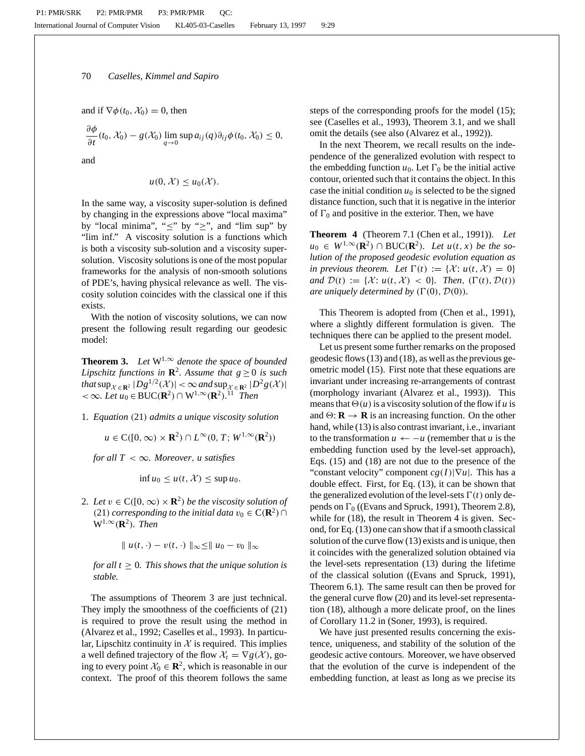and if $\nabla\phi(t_0, \mathcal{X}_0) = 0$, then

$$\frac{\partial\phi}{\partial t}(t_0, \mathcal{X}_0) - g(\mathcal{X}_0) \lim_{q\to 0} \sup a_{ij}(q)\partial_{ij}\phi(t_0, \mathcal{X}_0) \leq 0,$$

and

$$u(0, \mathcal{X}) \leq u_0(\mathcal{X}).$$

In the same way, a viscosity super-solution is defined by changing in the expressions above "local maxima" by "local minima", "$\leq$" by "$\geq$", and "lim sup" by "lim inf." A viscosity solution is a functions which is both a viscosity sub-solution and a viscosity super-solution. Viscosity solutions is one of the most popular frameworks for the analysis of non-smooth solutions of PDE's, having physical relevance as well. The viscosity solution coincides with the classical one if this exists.

With the notion of viscosity solutions, we can now present the following result regarding our geodesic model:

**Theorem 3.** *Let* $W^{1,\infty}$ *denote the space of bounded Lipschitz functions in* $\mathbf{R}^2$. *Assume that* $g \geq 0$ *is such that* $\sup_{\mathcal{X}\in\mathbf{R}^2} |Dg^{1/2}(\mathcal{X})| < \infty$ *and* $\sup_{\mathcal{X}\in\mathbf{R}^2} |D^2 g(\mathcal{X})| < \infty$. *Let* $u_0 \in \mathrm{BUC}(\mathbf{R}^2) \cap W^{1,\infty}(\mathbf{R}^2)$.[11] *Then*

1. *Equation* (21) *admits a unique viscosity solution*

   $$u \in C([0, \infty) \times \mathbf{R}^2) \cap L^\infty(0, T; W^{1,\infty}(\mathbf{R}^2))$$

   *for all* $T < \infty$. *Moreover*, $u$ *satisfies*

   $$\inf u_0 \leq u(t, \mathcal{X}) \leq \sup u_0.$$

2. *Let* $v \in C([0, \infty) \times \mathbf{R}^2)$ *be the viscosity solution of* (21) *corresponding to the initial data* $v_0 \in C(\mathbf{R}^2) \cap W^{1,\infty}(\mathbf{R}^2)$. *Then*

   $$\| u(t, \cdot) - v(t, \cdot) \|_\infty \leq \| u_0 - v_0 \|_\infty$$

   *for all* $t \geq 0$. *This shows that the unique solution is stable.*

The assumptions of Theorem 3 are just technical. They imply the smoothness of the coefficients of (21) is required to prove the result using the method in (Alvarez et al., 1992; Caselles et al., 1993). In particular, Lipschitz continuity in $\mathcal{X}$ is required. This implies a well defined trajectory of the flow $\mathcal{X}_t = \nabla g(\mathcal{X})$, going to every point $\mathcal{X}_0 \in \mathbf{R}^2$, which is reasonable in our context. The proof of this theorem follows the same steps of the corresponding proofs for the model (15); see (Caselles et al., 1993), Theorem 3.1, and we shall omit the details (see also (Alvarez et al., 1992)).

In the next Theorem, we recall results on the independence of the generalized evolution with respect to the embedding function $u_0$. Let $\Gamma_0$ be the initial active contour, oriented such that it contains the object. In this case the initial condition $u_0$ is selected to be the signed distance function, such that it is negative in the interior of $\Gamma_0$ and positive in the exterior. Then, we have

**Theorem 4** (Theorem 7.1 (Chen et al., 1991)). *Let* $u_0 \in W^{1,\infty}(\mathbf{R}^2) \cap \mathrm{BUC}(\mathbf{R}^2)$. *Let* $u(t, x)$ *be the solution of the proposed geodesic evolution equation as in previous theorem. Let* $\Gamma(t) := \{\mathcal{X}: u(t, \mathcal{X}) = 0\}$ *and* $\mathcal{D}(t) := \{\mathcal{X}: u(t, \mathcal{X}) < 0\}$. *Then*, $(\Gamma(t), \mathcal{D}(t))$ *are uniquely determined by* $(\Gamma(0), \mathcal{D}(0))$.

This Theorem is adopted from (Chen et al., 1991), where a slightly different formulation is given. The techniques there can be applied to the present model.

Let us present some further remarks on the proposed geodesic flows (13) and (18), as well as the previous geometric model (15). First note that these equations are invariant under increasing re-arrangements of contrast (morphology invariant (Alvarez et al., 1993)). This means that $\Theta(u)$ is a viscosity solution of the flow if $u$ is and $\Theta: \mathbf{R} \to \mathbf{R}$ is an increasing function. On the other hand, while (13) is also contrast invariant, i.e., invariant to the transformation $u \leftarrow -u$ (remember that $u$ is the embedding function used by the level-set approach), Eqs. (15) and (18) are not due to the presence of the "constant velocity" component $cg(I)|\nabla u|$. This has a double effect. First, for Eq. (13), it can be shown that the generalized evolution of the level-sets $\Gamma(t)$ only depends on $\Gamma_0$ ((Evans and Spruck, 1991), Theorem 2.8), while for (18), the result in Theorem 4 is given. Second, for Eq. (13) one can show that if a smooth classical solution of the curve flow (13) exists and is unique, then it coincides with the generalized solution obtained via the level-sets representation (13) during the lifetime of the classical solution ((Evans and Spruck, 1991), Theorem 6.1). The same result can then be proved for the general curve flow (20) and its level-set representation (18), although a more delicate proof, on the lines of Corollary 11.2 in (Soner, 1993), is required.

We have just presented results concerning the existence, uniqueness, and stability of the solution of the geodesic active contours. Moreover, we have observed that the evolution of the curve is independent of the embedding function, at least as long as we precise its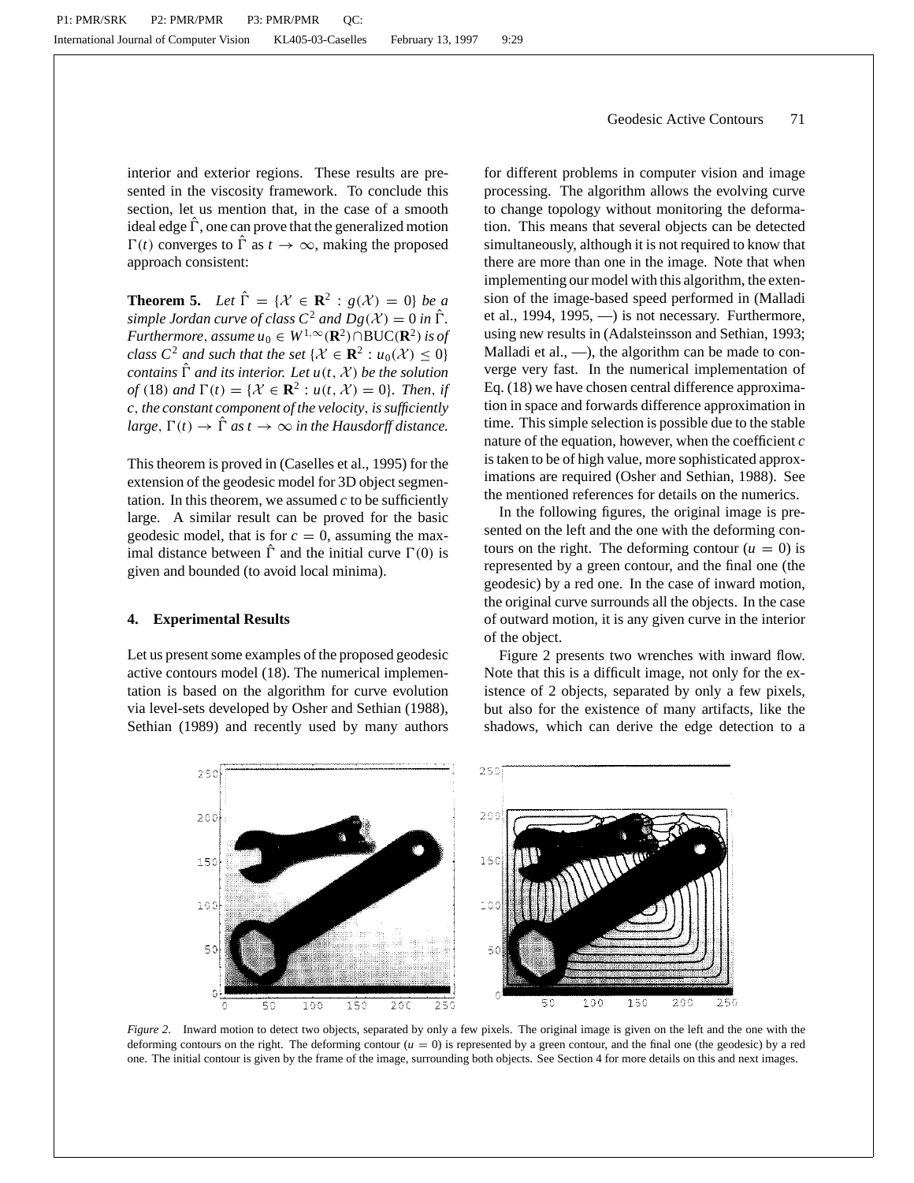interior and exterior regions. These results are presented in the viscosity framework. To conclude this section, let us mention that, in the case of a smooth ideal edge $\hat{\Gamma}$, one can prove that the generalized motion $\Gamma(t)$ converges to $\hat{\Gamma}$ as $t \to \infty$, making the proposed approach consistent:

**Theorem 5.** *Let $\hat{\Gamma} = \{\mathcal{X} \in \mathbf{R}^2 : g(\mathcal{X}) = 0\}$ be a simple Jordan curve of class $C^2$ and $Dg(\mathcal{X}) = 0$ in $\hat{\Gamma}$. Furthermore, assume $u_0 \in W^{1,\infty}(\mathbf{R}^2) \cap \text{BUC}(\mathbf{R}^2)$ is of class $C^2$ and such that the set $\{\mathcal{X} \in \mathbf{R}^2 : u_0(\mathcal{X}) \leq 0\}$ contains $\hat{\Gamma}$ and its interior. Let $u(t, \mathcal{X})$ be the solution of* (18) *and $\Gamma(t) = \{\mathcal{X} \in \mathbf{R}^2 : u(t, \mathcal{X}) = 0\}$. Then, if $c$, the constant component of the velocity, is sufficiently large, $\Gamma(t) \to \hat{\Gamma}$ as $t \to \infty$ in the Hausdorff distance.*

This theorem is proved in (Caselles et al., 1995) for the extension of the geodesic model for 3D object segmentation. In this theorem, we assumed $c$ to be sufficiently large. A similar result can be proved for the basic geodesic model, that is for $c = 0$, assuming the maximal distance between $\hat{\Gamma}$ and the initial curve $\Gamma(0)$ is given and bounded (to avoid local minima).

## 4. Experimental Results

Let us present some examples of the proposed geodesic active contours model (18). The numerical implementation is based on the algorithm for curve evolution via level-sets developed by Osher and Sethian (1988), Sethian (1989) and recently used by many authors for different problems in computer vision and image processing. The algorithm allows the evolving curve to change topology without monitoring the deformation. This means that several objects can be detected simultaneously, although it is not required to know that there are more than one in the image. Note that when implementing our model with this algorithm, the extension of the image-based speed performed in (Malladi et al., 1994, 1995, —) is not necessary. Furthermore, using new results in (Adalsteinsson and Sethian, 1993; Malladi et al., —), the algorithm can be made to converge very fast. In the numerical implementation of Eq. (18) we have chosen central difference approximation in space and forwards difference approximation in time. This simple selection is possible due to the stable nature of the equation, however, when the coefficient $c$ is taken to be of high value, more sophisticated approximations are required (Osher and Sethian, 1988). See the mentioned references for details on the numerics.

In the following figures, the original image is presented on the left and the one with the deforming contours on the right. The deforming contour ($u = 0$) is represented by a green contour, and the final one (the geodesic) by a red one. In the case of inward motion, the original curve surrounds all the objects. In the case of outward motion, it is any given curve in the interior of the object.

Figure 2 presents two wrenches with inward flow. Note that this is a difficult image, not only for the existence of 2 objects, separated by only a few pixels, but also for the existence of many artifacts, like the shadows, which can derive the edge detection to a

*Figure 2.* Inward motion to detect two objects, separated by only a few pixels. The original image is given on the left and the one with the deforming contours on the right. The deforming contour ($u = 0$) is represented by a green contour, and the final one (the geodesic) by a red one. The initial contour is given by the frame of the image, surrounding both objects. See Section 4 for more details on this and next images.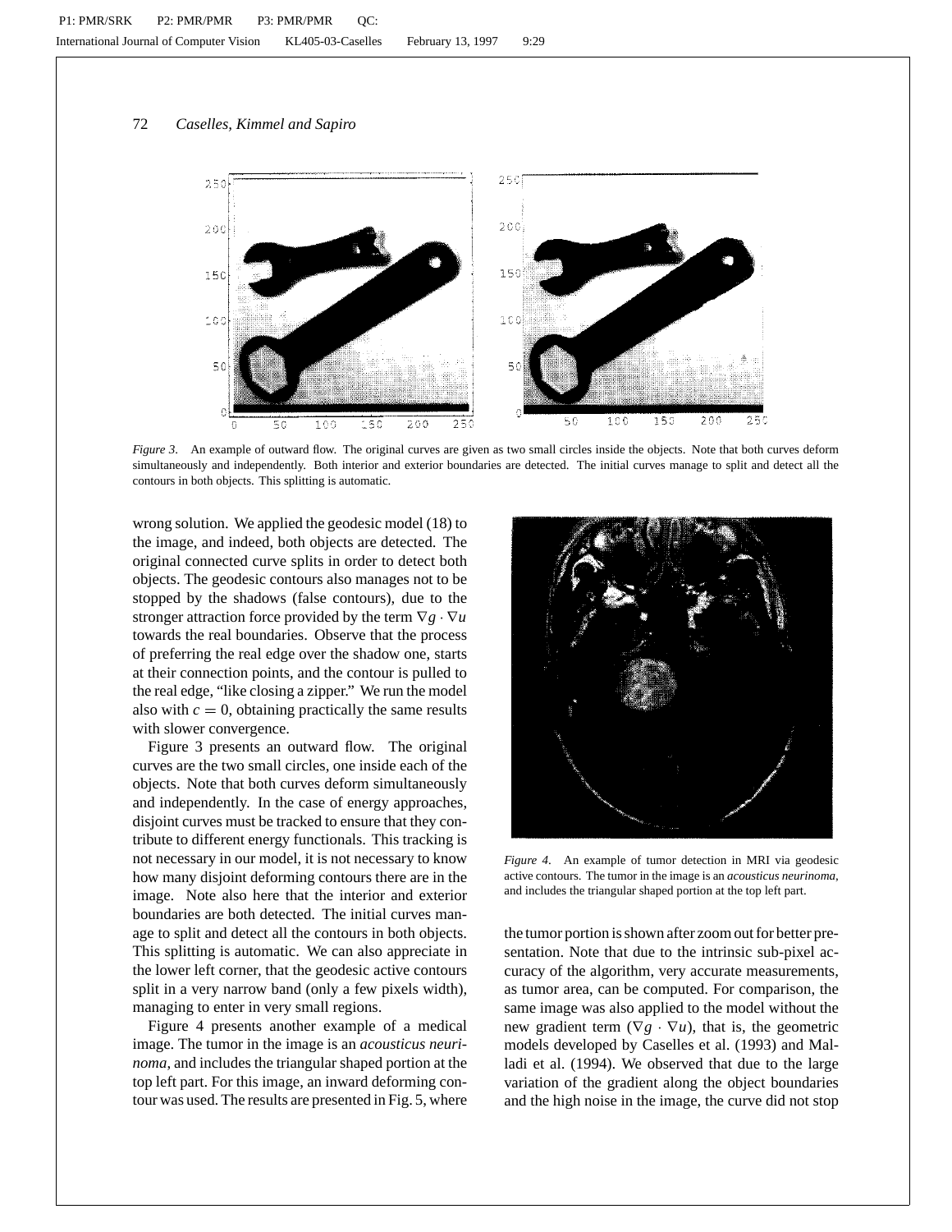*Figure 3.* An example of outward flow. The original curves are given as two small circles inside the objects. Note that both curves deform simultaneously and independently. Both interior and exterior boundaries are detected. The initial curves manage to split and detect all the contours in both objects. This splitting is automatic.

wrong solution. We applied the geodesic model (18) to the image, and indeed, both objects are detected. The original connected curve splits in order to detect both objects. The geodesic contours also manages not to be stopped by the shadows (false contours), due to the stronger attraction force provided by the term $\nabla g \cdot \nabla u$ towards the real boundaries. Observe that the process of preferring the real edge over the shadow one, starts at their connection points, and the contour is pulled to the real edge, "like closing a zipper." We run the model also with $c = 0$, obtaining practically the same results with slower convergence.

Figure 3 presents an outward flow. The original curves are the two small circles, one inside each of the objects. Note that both curves deform simultaneously and independently. In the case of energy approaches, disjoint curves must be tracked to ensure that they contribute to different energy functionals. This tracking is not necessary in our model, it is not necessary to know how many disjoint deforming contours there are in the image. Note also here that the interior and exterior boundaries are both detected. The initial curves manage to split and detect all the contours in both objects. This splitting is automatic. We can also appreciate in the lower left corner, that the geodesic active contours split in a very narrow band (only a few pixels width), managing to enter in very small regions.

Figure 4 presents another example of a medical image. The tumor in the image is an *acousticus neurinoma*, and includes the triangular shaped portion at the top left part. For this image, an inward deforming contour was used. The results are presented in Fig. 5, where the tumor portion is shown after zoom out for better presentation. Note that due to the intrinsic sub-pixel accuracy of the algorithm, very accurate measurements, as tumor area, can be computed. For comparison, the same image was also applied to the model without the new gradient term ($\nabla g \cdot \nabla u$), that is, the geometric models developed by Caselles et al. (1993) and Malladi et al. (1994). We observed that due to the large variation of the gradient along the object boundaries and the high noise in the image, the curve did not stop

*Figure 4.* An example of tumor detection in MRI via geodesic active contours. The tumor in the image is an *acousticus neurinoma*, and includes the triangular shaped portion at the top left part.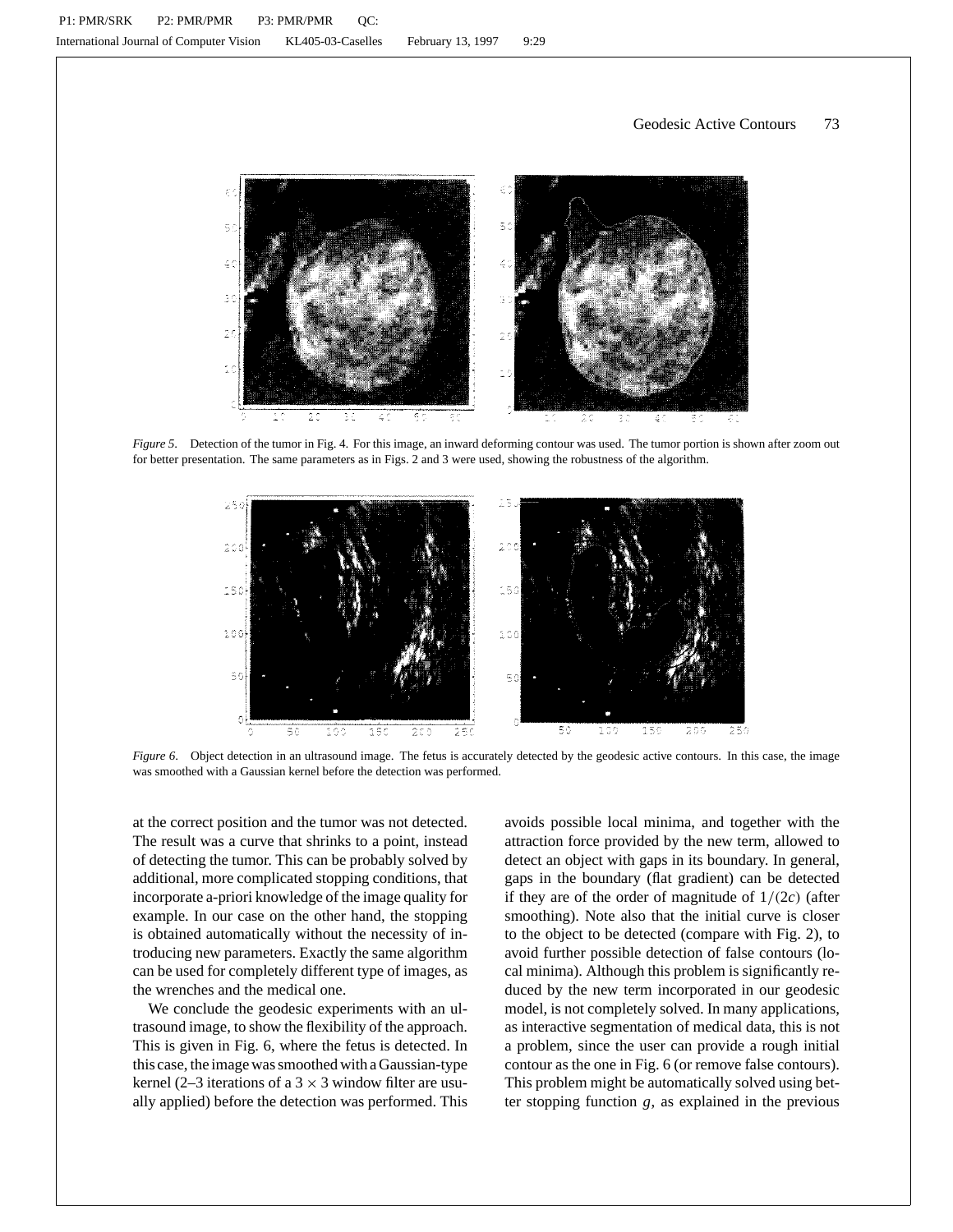*Figure 5*. Detection of the tumor in Fig. 4. For this image, an inward deforming contour was used. The tumor portion is shown after zoom out for better presentation. The same parameters as in Figs. 2 and 3 were used, showing the robustness of the algorithm.

*Figure 6*. Object detection in an ultrasound image. The fetus is accurately detected by the geodesic active contours. In this case, the image was smoothed with a Gaussian kernel before the detection was performed.

at the correct position and the tumor was not detected. The result was a curve that shrinks to a point, instead of detecting the tumor. This can be probably solved by additional, more complicated stopping conditions, that incorporate a-priori knowledge of the image quality for example. In our case on the other hand, the stopping is obtained automatically without the necessity of introducing new parameters. Exactly the same algorithm can be used for completely different type of images, as the wrenches and the medical one.

We conclude the geodesic experiments with an ultrasound image, to show the flexibility of the approach. This is given in Fig. 6, where the fetus is detected. In this case, the image was smoothed with a Gaussian-type kernel (2–3 iterations of a $3 \times 3$ window filter are usually applied) before the detection was performed. This avoids possible local minima, and together with the attraction force provided by the new term, allowed to detect an object with gaps in its boundary. In general, gaps in the boundary (flat gradient) can be detected if they are of the order of magnitude of $1/(2c)$ (after smoothing). Note also that the initial curve is closer to the object to be detected (compare with Fig. 2), to avoid further possible detection of false contours (local minima). Although this problem is significantly reduced by the new term incorporated in our geodesic model, is not completely solved. In many applications, as interactive segmentation of medical data, this is not a problem, since the user can provide a rough initial contour as the one in Fig. 6 (or remove false contours). This problem might be automatically solved using better stopping function $g$, as explained in the previous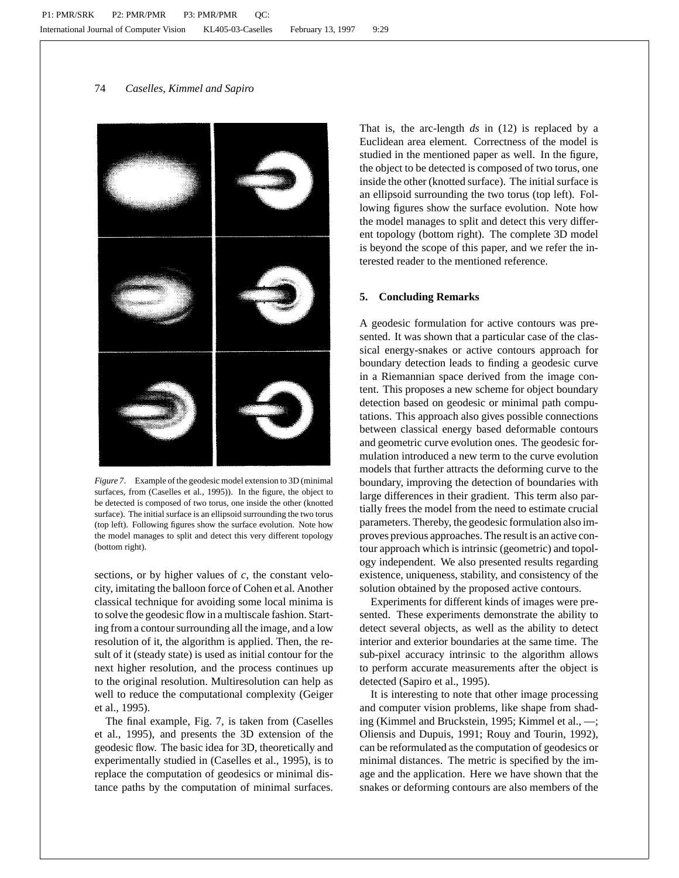*Figure 7.* Example of the geodesic model extension to 3D (minimal surfaces, from (Caselles et al., 1995)). In the figure, the object to be detected is composed of two torus, one inside the other (knotted surface). The initial surface is an ellipsoid surrounding the two torus (top left). Following figures show the surface evolution. Note how the model manages to split and detect this very different topology (bottom right).

sections, or by higher values of $c$, the constant velocity, imitating the balloon force of Cohen et al. Another classical technique for avoiding some local minima is to solve the geodesic flow in a multiscale fashion. Starting from a contour surrounding all the image, and a low resolution of it, the algorithm is applied. Then, the result of it (steady state) is used as initial contour for the next higher resolution, and the process continues up to the original resolution. Multiresolution can help as well to reduce the computational complexity (Geiger et al., 1995).

The final example, Fig. 7, is taken from (Caselles et al., 1995), and presents the 3D extension of the geodesic flow. The basic idea for 3D, theoretically and experimentally studied in (Caselles et al., 1995), is to replace the computation of geodesics or minimal distance paths by the computation of minimal surfaces. That is, the arc-length $ds$ in (12) is replaced by a Euclidean area element. Correctness of the model is studied in the mentioned paper as well. In the figure, the object to be detected is composed of two torus, one inside the other (knotted surface). The initial surface is an ellipsoid surrounding the two torus (top left). Following figures show the surface evolution. Note how the model manages to split and detect this very different topology (bottom right). The complete 3D model is beyond the scope of this paper, and we refer the interested reader to the mentioned reference.

## 5. Concluding Remarks

A geodesic formulation for active contours was presented. It was shown that a particular case of the classical energy-snakes or active contours approach for boundary detection leads to finding a geodesic curve in a Riemannian space derived from the image content. This proposes a new scheme for object boundary detection based on geodesic or minimal path computations. This approach also gives possible connections between classical energy based deformable contours and geometric curve evolution ones. The geodesic formulation introduced a new term to the curve evolution models that further attracts the deforming curve to the boundary, improving the detection of boundaries with large differences in their gradient. This term also partially frees the model from the need to estimate crucial parameters. Thereby, the geodesic formulation also improves previous approaches. The result is an active contour approach which is intrinsic (geometric) and topology independent. We also presented results regarding existence, uniqueness, stability, and consistency of the solution obtained by the proposed active contours.

Experiments for different kinds of images were presented. These experiments demonstrate the ability to detect several objects, as well as the ability to detect interior and exterior boundaries at the same time. The sub-pixel accuracy intrinsic to the algorithm allows to perform accurate measurements after the object is detected (Sapiro et al., 1995).

It is interesting to note that other image processing and computer vision problems, like shape from shading (Kimmel and Bruckstein, 1995; Kimmel et al., —; Oliensis and Dupuis, 1991; Rouy and Tourin, 1992), can be reformulated as the computation of geodesics or minimal distances. The metric is specified by the image and the application. Here we have shown that the snakes or deforming contours are also members of the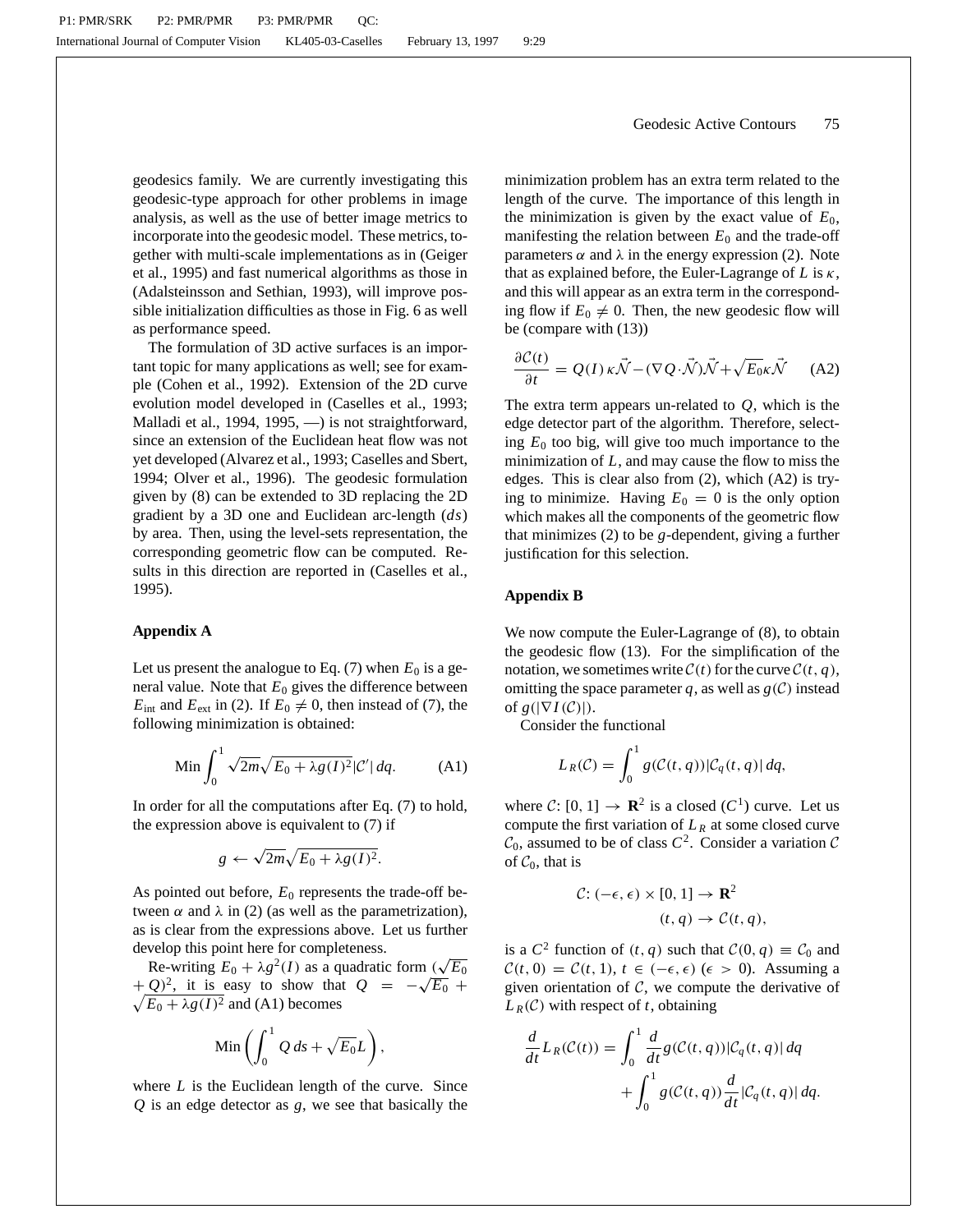geodesics family. We are currently investigating this geodesic-type approach for other problems in image analysis, as well as the use of better image metrics to incorporate into the geodesic model. These metrics, together with multi-scale implementations as in (Geiger et al., 1995) and fast numerical algorithms as those in (Adalsteinsson and Sethian, 1993), will improve possible initialization difficulties as those in Fig. 6 as well as performance speed.

The formulation of 3D active surfaces is an important topic for many applications as well; see for example (Cohen et al., 1992). Extension of the 2D curve evolution model developed in (Caselles et al., 1993; Malladi et al., 1994, 1995, —) is not straightforward, since an extension of the Euclidean heat flow was not yet developed (Alvarez et al., 1993; Caselles and Sbert, 1994; Olver et al., 1996). The geodesic formulation given by (8) can be extended to 3D replacing the 2D gradient by a 3D one and Euclidean arc-length ($ds$) by area. Then, using the level-sets representation, the corresponding geometric flow can be computed. Results in this direction are reported in (Caselles et al., 1995).

## Appendix A

Let us present the analogue to Eq. (7) when $E_0$ is a general value. Note that $E_0$ gives the difference between $E_{\text{int}}$ and $E_{\text{ext}}$ in (2). If $E_0 \neq 0$, then instead of (7), the following minimization is obtained:

$$\text{Min} \int_0^1 \sqrt{2m}\sqrt{E_0 + \lambda g(I)^2}|\mathcal{C}'|\, dq. \tag{A1}$$

In order for all the computations after Eq. (7) to hold, the expression above is equivalent to (7) if

$$g \leftarrow \sqrt{2m}\sqrt{E_0 + \lambda g(I)^2}.$$

As pointed out before, $E_0$ represents the trade-off between $\alpha$ and $\lambda$ in (2) (as well as the parametrization), as is clear from the expressions above. Let us further develop this point here for completeness.

Re-writing $E_0 + \lambda g^2(I)$ as a quadratic form $(\sqrt{E_0} + Q)^2$, it is easy to show that $Q = -\sqrt{E_0} + \sqrt{E_0 + \lambda g(I)^2}$ and (A1) becomes

$$\text{Min}\left(\int_0^1 Q\, ds + \sqrt{E_0}L\right),$$

where $L$ is the Euclidean length of the curve. Since $Q$ is an edge detector as $g$, we see that basically the minimization problem has an extra term related to the length of the curve. The importance of this length in the minimization is given by the exact value of $E_0$, manifesting the relation between $E_0$ and the trade-off parameters $\alpha$ and $\lambda$ in the energy expression (2). Note that as explained before, the Euler-Lagrange of $L$ is $\kappa$, and this will appear as an extra term in the corresponding flow if $E_0 \neq 0$. Then, the new geodesic flow will be (compare with (13))

$$\frac{\partial \mathcal{C}(t)}{\partial t} = Q(I)\,\kappa\vec{\mathcal{N}} - (\nabla Q \cdot \vec{\mathcal{N}})\vec{\mathcal{N}} + \sqrt{E_0}\kappa\vec{\mathcal{N}} \tag{A2}$$

The extra term appears un-related to $Q$, which is the edge detector part of the algorithm. Therefore, selecting $E_0$ too big, will give too much importance to the minimization of $L$, and may cause the flow to miss the edges. This is clear also from (2), which (A2) is trying to minimize. Having $E_0 = 0$ is the only option which makes all the components of the geometric flow that minimizes (2) to be $g$-dependent, giving a further justification for this selection.

## Appendix B

We now compute the Euler-Lagrange of (8), to obtain the geodesic flow (13). For the simplification of the notation, we sometimes write $\mathcal{C}(t)$ for the curve $\mathcal{C}(t, q)$, omitting the space parameter $q$, as well as $g(\mathcal{C})$ instead of $g(|\nabla I(\mathcal{C})|)$.

Consider the functional

$$L_R(\mathcal{C}) = \int_0^1 g(\mathcal{C}(t, q))|\mathcal{C}_q(t, q)|\, dq,$$

where $\mathcal{C}: [0, 1] \to \mathbf{R}^2$ is a closed ($C^1$) curve. Let us compute the first variation of $L_R$ at some closed curve $\mathcal{C}_0$, assumed to be of class $C^2$. Consider a variation $\mathcal{C}$ of $\mathcal{C}_0$, that is

$$\begin{aligned} \mathcal{C}: (-\epsilon, \epsilon) \times [0, 1] &\to \mathbf{R}^2 \\ (t, q) &\to \mathcal{C}(t, q), \end{aligned}$$

is a $C^2$ function of $(t, q)$ such that $\mathcal{C}(0, q) \equiv \mathcal{C}_0$ and $\mathcal{C}(t, 0) = \mathcal{C}(t, 1)$, $t \in (-\epsilon, \epsilon)$ ($\epsilon > 0$). Assuming a given orientation of $\mathcal{C}$, we compute the derivative of $L_R(\mathcal{C})$ with respect to $t$, obtaining

$$\frac{d}{dt}L_R(\mathcal{C}(t)) = \int_0^1 \frac{d}{dt}g(\mathcal{C}(t, q))|\mathcal{C}_q(t, q)|\, dq + \int_0^1 g(\mathcal{C}(t, q))\frac{d}{dt}|\mathcal{C}_q(t, q)|\, dq.$$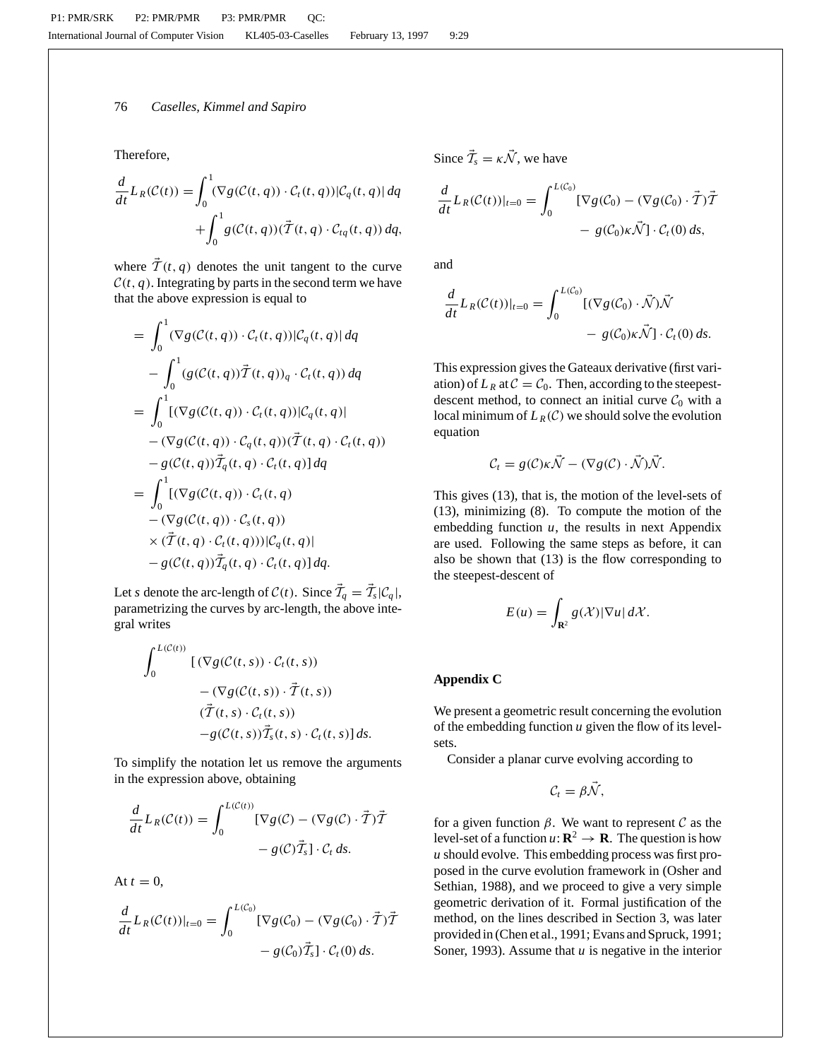Therefore,

$$\frac{d}{dt}L_R(\mathcal{C}(t)) = \int_0^1 (\nabla g(\mathcal{C}(t,q)) \cdot \mathcal{C}_t(t,q))|\mathcal{C}_q(t,q)|\, dq + \int_0^1 g(\mathcal{C}(t,q))(\vec{\mathcal{T}}(t,q) \cdot \mathcal{C}_{tq}(t,q))\, dq,$$

where $\vec{\mathcal{T}}(t,q)$ denotes the unit tangent to the curve $\mathcal{C}(t,q)$. Integrating by parts in the second term we have that the above expression is equal to

$$\begin{aligned}
&= \int_0^1 (\nabla g(\mathcal{C}(t,q)) \cdot \mathcal{C}_t(t,q))|\mathcal{C}_q(t,q)|\, dq \\
&\quad - \int_0^1 (g(\mathcal{C}(t,q))\vec{\mathcal{T}}(t,q))_q \cdot \mathcal{C}_t(t,q))\, dq \\
&= \int_0^1 [(\nabla g(\mathcal{C}(t,q)) \cdot \mathcal{C}_t(t,q))|\mathcal{C}_q(t,q)| \\
&\quad - (\nabla g(\mathcal{C}(t,q)) \cdot \mathcal{C}_q(t,q))(\vec{\mathcal{T}}(t,q) \cdot \mathcal{C}_t(t,q)) \\
&\quad - g(\mathcal{C}(t,q))\vec{\mathcal{T}}_q(t,q) \cdot \mathcal{C}_t(t,q)]\, dq \\
&= \int_0^1 [(\nabla g(\mathcal{C}(t,q)) \cdot \mathcal{C}_t(t,q) \\
&\quad - (\nabla g(\mathcal{C}(t,q)) \cdot \mathcal{C}_s(t,q)) \\
&\quad \times (\vec{\mathcal{T}}(t,q) \cdot \mathcal{C}_t(t,q)))|\mathcal{C}_q(t,q)| \\
&\quad - g(\mathcal{C}(t,q))\vec{\mathcal{T}}_q(t,q) \cdot \mathcal{C}_t(t,q)]\, dq.
\end{aligned}$$

Let $s$ denote the arc-length of $\mathcal{C}(t)$. Since $\vec{\mathcal{T}}_q = \vec{\mathcal{T}}_s|\mathcal{C}_q|$, parametrizing the curves by arc-length, the above integral writes

$$\begin{aligned}
\int_0^{L(\mathcal{C}(t))} &[\,(\nabla g(\mathcal{C}(t,s)) \cdot \mathcal{C}_t(t,s)) \\
&- (\nabla g(\mathcal{C}(t,s)) \cdot \vec{\mathcal{T}}(t,s)) \\
&(\vec{\mathcal{T}}(t,s) \cdot \mathcal{C}_t(t,s)) \\
&- g(\mathcal{C}(t,s))\vec{\mathcal{T}}_s(t,s) \cdot \mathcal{C}_t(t,s)]\, ds.
\end{aligned}$$

To simplify the notation let us remove the arguments in the expression above, obtaining

$$\frac{d}{dt}L_R(\mathcal{C}(t)) = \int_0^{L(\mathcal{C}(t))} [\nabla g(\mathcal{C}) - (\nabla g(\mathcal{C}) \cdot \vec{\mathcal{T}})\vec{\mathcal{T}} - g(\mathcal{C})\vec{\mathcal{T}}_s] \cdot \mathcal{C}_t\, ds.$$

At $t = 0$,

$$\frac{d}{dt}L_R(\mathcal{C}(t))|_{t=0} = \int_0^{L(\mathcal{C}_0)} [\nabla g(\mathcal{C}_0) - (\nabla g(\mathcal{C}_0) \cdot \vec{\mathcal{T}})\vec{\mathcal{T}} - g(\mathcal{C}_0)\vec{\mathcal{T}}_s] \cdot \mathcal{C}_t(0)\, ds.$$

Since $\vec{\mathcal{T}}_s = \kappa\vec{\mathcal{N}}$, we have

$$\frac{d}{dt}L_R(\mathcal{C}(t))|_{t=0} = \int_0^{L(\mathcal{C}_0)} [\nabla g(\mathcal{C}_0) - (\nabla g(\mathcal{C}_0) \cdot \vec{\mathcal{T}})\vec{\mathcal{T}} - g(\mathcal{C}_0)\kappa\vec{\mathcal{N}}] \cdot \mathcal{C}_t(0)\, ds,$$

and

$$\frac{d}{dt}L_R(\mathcal{C}(t))|_{t=0} = \int_0^{L(\mathcal{C}_0)} [(\nabla g(\mathcal{C}_0) \cdot \vec{\mathcal{N}})\vec{\mathcal{N}} - g(\mathcal{C}_0)\kappa\vec{\mathcal{N}}] \cdot \mathcal{C}_t(0)\, ds.$$

This expression gives the Gateaux derivative (first variation) of $L_R$ at $\mathcal{C} = \mathcal{C}_0$. Then, according to the steepest-descent method, to connect an initial curve $\mathcal{C}_0$ with a local minimum of $L_R(\mathcal{C})$ we should solve the evolution equation

$$\mathcal{C}_t = g(\mathcal{C})\kappa\vec{\mathcal{N}} - (\nabla g(\mathcal{C}) \cdot \vec{\mathcal{N}})\vec{\mathcal{N}}.$$

This gives (13), that is, the motion of the level-sets of (13), minimizing (8). To compute the motion of the embedding function $u$, the results in next Appendix are used. Following the same steps as before, it can also be shown that (13) is the flow corresponding to the steepest-descent of

$$E(u) = \int_{\mathbf{R}^2} g(\mathcal{X})|\nabla u|\, d\mathcal{X}.$$

## Appendix C

We present a geometric result concerning the evolution of the embedding function $u$ given the flow of its level-sets.

Consider a planar curve evolving according to

$$\mathcal{C}_t = \beta\vec{\mathcal{N}},$$

for a given function $\beta$. We want to represent $\mathcal{C}$ as the level-set of a function $u: \mathbf{R}^2 \to \mathbf{R}$. The question is how $u$ should evolve. This embedding process was first proposed in the curve evolution framework in (Osher and Sethian, 1988), and we proceed to give a very simple geometric derivation of it. Formal justification of the method, on the lines described in Section 3, was later provided in (Chen et al., 1991; Evans and Spruck, 1991; Soner, 1993). Assume that $u$ is negative in the interior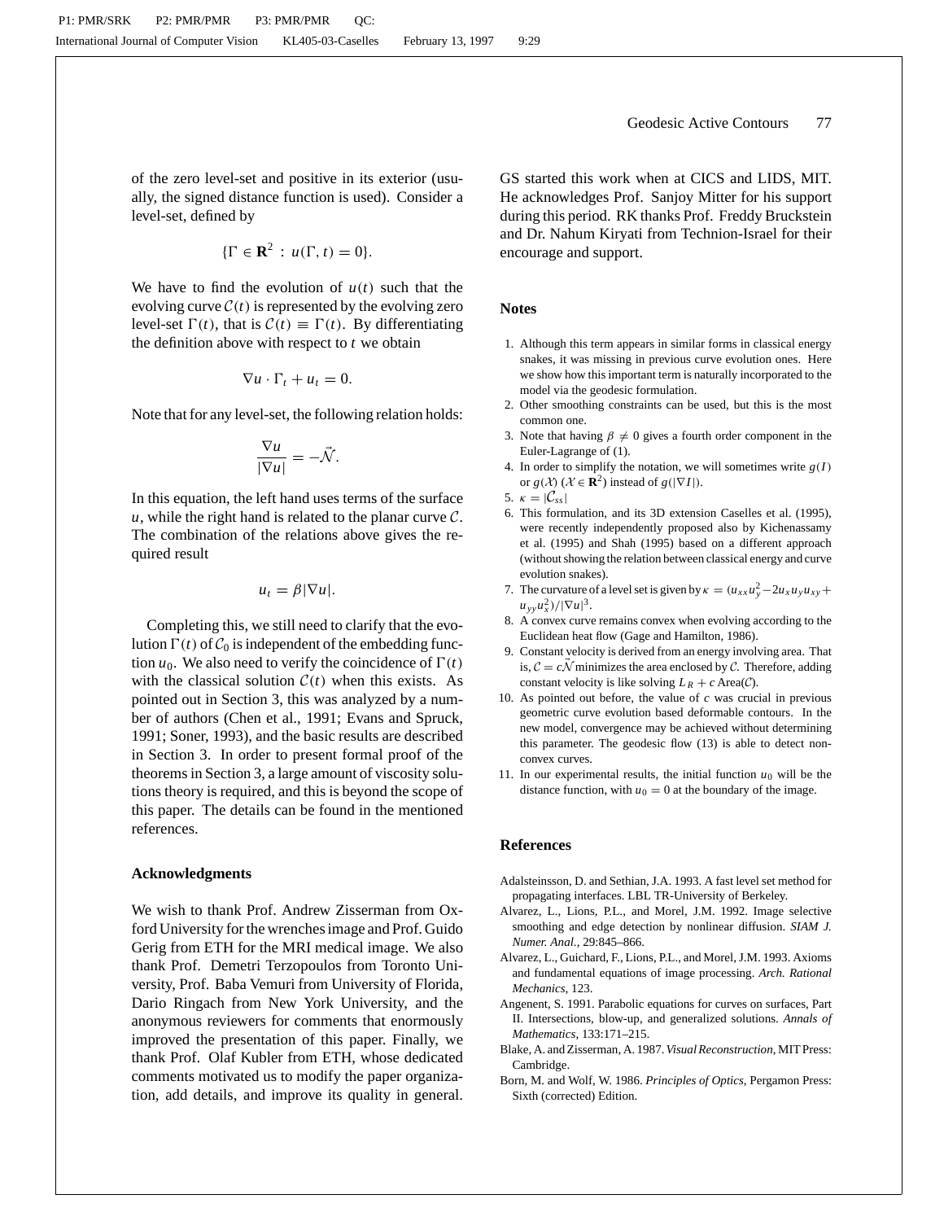of the zero level-set and positive in its exterior (usually, the signed distance function is used). Consider a level-set, defined by

$$\{\Gamma \in \mathbf{R}^2 \,:\, u(\Gamma, t) = 0\}.$$

We have to find the evolution of $u(t)$ such that the evolving curve $\mathcal{C}(t)$ is represented by the evolving zero level-set $\Gamma(t)$, that is $\mathcal{C}(t) \equiv \Gamma(t)$. By differentiating the definition above with respect to $t$ we obtain

$$\nabla u \cdot \Gamma_t + u_t = 0.$$

Note that for any level-set, the following relation holds:

$$\frac{\nabla u}{|\nabla u|} = -\vec{\mathcal{N}}.$$

In this equation, the left hand uses terms of the surface $u$, while the right hand is related to the planar curve $\mathcal{C}$. The combination of the relations above gives the required result

$$u_t = \beta |\nabla u|.$$

Completing this, we still need to clarify that the evolution $\Gamma(t)$ of $\mathcal{C}_0$ is independent of the embedding function $u_0$. We also need to verify the coincidence of $\Gamma(t)$ with the classical solution $\mathcal{C}(t)$ when this exists. As pointed out in Section 3, this was analyzed by a number of authors (Chen et al., 1991; Evans and Spruck, 1991; Soner, 1993), and the basic results are described in Section 3. In order to present formal proof of the theorems in Section 3, a large amount of viscosity solutions theory is required, and this is beyond the scope of this paper. The details can be found in the mentioned references.

## Acknowledgments

We wish to thank Prof. Andrew Zisserman from Oxford University for the wrenches image and Prof. Guido Gerig from ETH for the MRI medical image. We also thank Prof. Demetri Terzopoulos from Toronto University, Prof. Baba Vemuri from University of Florida, Dario Ringach from New York University, and the anonymous reviewers for comments that enormously improved the presentation of this paper. Finally, we thank Prof. Olaf Kubler from ETH, whose dedicated comments motivated us to modify the paper organization, add details, and improve its quality in general. GS started this work when at CICS and LIDS, MIT. He acknowledges Prof. Sanjoy Mitter for his support during this period. RK thanks Prof. Freddy Bruckstein and Dr. Nahum Kiryati from Technion-Israel for their encourage and support.

## Notes

1. Although this term appears in similar forms in classical energy snakes, it was missing in previous curve evolution ones. Here we show how this important term is naturally incorporated to the model via the geodesic formulation.
2. Other smoothing constraints can be used, but this is the most common one.
3. Note that having $\beta \neq 0$ gives a fourth order component in the Euler-Lagrange of (1).
4. In order to simplify the notation, we will sometimes write $g(I)$ or $g(\mathcal{X})$ ($\mathcal{X} \in \mathbf{R}^2$) instead of $g(|\nabla I|)$.
5. $\kappa = |\mathcal{C}_{ss}|$
6. This formulation, and its 3D extension Caselles et al. (1995), were recently independently proposed also by Kichenassamy et al. (1995) and Shah (1995) based on a different approach (without showing the relation between classical energy and curve evolution snakes).
7. The curvature of a level set is given by $\kappa = (u_{xx}u_y^2 - 2u_x u_y u_{xy} + u_{yy}u_x^2)/|\nabla u|^3$.
8. A convex curve remains convex when evolving according to the Euclidean heat flow (Gage and Hamilton, 1986).
9. Constant velocity is derived from an energy involving area. That is, $\mathcal{C} = c\vec{\mathcal{N}}$ minimizes the area enclosed by $\mathcal{C}$. Therefore, adding constant velocity is like solving $L_R + c\,\text{Area}(\mathcal{C})$.
10. As pointed out before, the value of $c$ was crucial in previous geometric curve evolution based deformable contours. In the new model, convergence may be achieved without determining this parameter. The geodesic flow (13) is able to detect non-convex curves.
11. In our experimental results, the initial function $u_0$ will be the distance function, with $u_0 = 0$ at the boundary of the image.

## References

Adalsteinsson, D. and Sethian, J.A. 1993. A fast level set method for propagating interfaces. LBL TR-University of Berkeley.

Alvarez, L., Lions, P.L., and Morel, J.M. 1992. Image selective smoothing and edge detection by nonlinear diffusion. *SIAM J. Numer. Anal.*, 29:845–866.

Alvarez, L., Guichard, F., Lions, P.L., and Morel, J.M. 1993. Axioms and fundamental equations of image processing. *Arch. Rational Mechanics*, 123.

Angenent, S. 1991. Parabolic equations for curves on surfaces, Part II. Intersections, blow-up, and generalized solutions. *Annals of Mathematics*, 133:171–215.

Blake, A. and Zisserman, A. 1987. *Visual Reconstruction*, MIT Press: Cambridge.

Born, M. and Wolf, W. 1986. *Principles of Optics*, Pergamon Press: Sixth (corrected) Edition.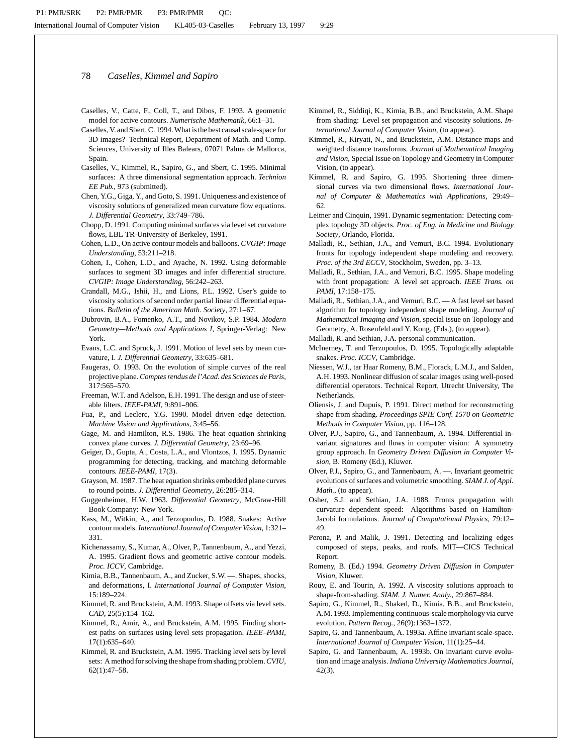Caselles, V., Catte, F., Coll, T., and Dibos, F. 1993. A geometric model for active contours. *Numerische Mathematik*, 66:1–31.

Caselles, V. and Sbert, C. 1994. What is the best causal scale-space for 3D images? Technical Report, Department of Math. and Comp. Sciences, University of Illes Balears, 07071 Palma de Mallorca, Spain.

Caselles, V., Kimmel, R., Sapiro, G., and Sbert, C. 1995. Minimal surfaces: A three dimensional segmentation approach. *Technion EE Pub.*, 973 (submitted).

Chen, Y.G., Giga, Y., and Goto, S. 1991. Uniqueness and existence of viscosity solutions of generalized mean curvature flow equations. *J. Differential Geometry*, 33:749–786.

Chopp, D. 1991. Computing minimal surfaces via level set curvature flows, LBL TR-University of Berkeley, 1991.

Cohen, L.D., On active contour models and balloons. *CVGIP: Image Understanding*, 53:211–218.

Cohen, I., Cohen, L.D., and Ayache, N. 1992. Using deformable surfaces to segment 3D images and infer differential structure. *CVGIP: Image Understanding*, 56:242–263.

Crandall, M.G., Ishii, H., and Lions, P.L. 1992. User's guide to viscosity solutions of second order partial linear differential equations. *Bulletin of the American Math. Society*, 27:1–67.

Dubrovin, B.A., Fomenko, A.T., and Novikov, S.P. 1984. *Modern Geometry—Methods and Applications I*, Springer-Verlag: New York.

Evans, L.C. and Spruck, J. 1991. Motion of level sets by mean curvature, I. *J. Differential Geometry*, 33:635–681.

Faugeras, O. 1993. On the evolution of simple curves of the real projective plane. *Comptes rendus de l'Acad. des Sciences de Paris*, 317:565–570.

Freeman, W.T. and Adelson, E.H. 1991. The design and use of steerable filters. *IEEE-PAMI*, 9:891–906.

Fua, P., and Leclerc, Y.G. 1990. Model driven edge detection. *Machine Vision and Applications*, 3:45–56.

Gage, M. and Hamilton, R.S. 1986. The heat equation shrinking convex plane curves. *J. Differential Geometry*, 23:69–96.

Geiger, D., Gupta, A., Costa, L.A., and Vlontzos, J. 1995. Dynamic programming for detecting, tracking, and matching deformable contours. *IEEE-PAMI*, 17(3).

Grayson, M. 1987. The heat equation shrinks embedded plane curves to round points. *J. Differential Geometry*, 26:285–314.

Guggenheimer, H.W. 1963. *Differential Geometry*, McGraw-Hill Book Company: New York.

Kass, M., Witkin, A., and Terzopoulos, D. 1988. Snakes: Active contour models. *International Journal of Computer Vision*, 1:321–331.

Kichenassamy, S., Kumar, A., Olver, P., Tannenbaum, A., and Yezzi, A. 1995. Gradient flows and geometric active contour models. *Proc. ICCV*, Cambridge.

Kimia, B.B., Tannenbaum, A., and Zucker, S.W. —. Shapes, shocks, and deformations, I. *International Journal of Computer Vision*, 15:189–224.

Kimmel, R. and Bruckstein, A.M. 1993. Shape offsets via level sets. *CAD*, 25(5):154–162.

Kimmel, R., Amir, A., and Bruckstein, A.M. 1995. Finding shortest paths on surfaces using level sets propagation. *IEEE–PAMI*, 17(1):635–640.

Kimmel, R. and Bruckstein, A.M. 1995. Tracking level sets by level sets: A method for solving the shape from shading problem. *CVIU*, 62(1):47–58.

Kimmel, R., Siddiqi, K., Kimia, B.B., and Bruckstein, A.M. Shape from shading: Level set propagation and viscosity solutions. *International Journal of Computer Vision*, (to appear).

Kimmel, R., Kiryati, N., and Bruckstein, A.M. Distance maps and weighted distance transforms. *Journal of Mathematical Imaging and Vision*, Special Issue on Topology and Geometry in Computer Vision, (to appear).

Kimmel, R. and Sapiro, G. 1995. Shortening three dimensional curves via two dimensional flows. *International Journal of Computer & Mathematics with Applications*, 29:49–62.

Leitner and Cinquin, 1991. Dynamic segmentation: Detecting complex topology 3D objects. *Proc. of Eng. in Medicine and Biology Society*, Orlando, Florida.

Malladi, R., Sethian, J.A., and Vemuri, B.C. 1994. Evolutionary fronts for topology independent shape modeling and recovery. *Proc. of the 3rd ECCV*, Stockholm, Sweden, pp. 3–13.

Malladi, R., Sethian, J.A., and Vemuri, B.C. 1995. Shape modeling with front propagation: A level set approach. *IEEE Trans. on PAMI*, 17:158–175.

Malladi, R., Sethian, J.A., and Vemuri, B.C. — A fast level set based algorithm for topology independent shape modeling. *Journal of Mathematical Imaging and Vision*, special issue on Topology and Geometry, A. Rosenfeld and Y. Kong. (Eds.), (to appear).

Malladi, R. and Sethian, J.A. personal communication.

McInerney, T. and Terzopoulos, D. 1995. Topologically adaptable snakes. *Proc. ICCV*, Cambridge.

Niessen, W.J., tar Haar Romeny, B.M., Florack, L.M.J., and Salden, A.H. 1993. Nonlinear diffusion of scalar images using well-posed differential operators. Technical Report, Utrecht University, The Netherlands.

Oliensis, J. and Dupuis, P. 1991. Direct method for reconstructing shape from shading. *Proceedings SPIE Conf. 1570 on Geometric Methods in Computer Vision*, pp. 116–128.

Olver, P.J., Sapiro, G., and Tannenbaum, A. 1994. Differential invariant signatures and flows in computer vision: A symmetry group approach. In *Geometry Driven Diffusion in Computer Vision*, B. Romeny (Ed.), Kluwer.

Olver, P.J., Sapiro, G., and Tannenbaum, A. —. Invariant geometric evolutions of surfaces and volumetric smoothing. *SIAM J. of Appl. Math.*, (to appear).

Osher, S.J. and Sethian, J.A. 1988. Fronts propagation with curvature dependent speed: Algorithms based on Hamilton-Jacobi formulations. *Journal of Computational Physics*, 79:12–49.

Perona, P. and Malik, J. 1991. Detecting and localizing edges composed of steps, peaks, and roofs. MIT—CICS Technical Report.

Romeny, B. (Ed.) 1994. *Geometry Driven Diffusion in Computer Vision*, Kluwer.

Rouy, E. and Tourin, A. 1992. A viscosity solutions approach to shape-from-shading. *SIAM. J. Numer. Analy.*, 29:867–884.

Sapiro, G., Kimmel, R., Shaked, D., Kimia, B.B., and Bruckstein, A.M. 1993. Implementing continuous-scale morphology via curve evolution. *Pattern Recog.*, 26(9):1363–1372.

Sapiro, G. and Tannenbaum, A. 1993a. Affine invariant scale-space. *International Journal of Computer Vision*, 11(1):25–44.

Sapiro, G. and Tannenbaum, A. 1993b. On invariant curve evolution and image analysis. *Indiana University Mathematics Journal*, 42(3).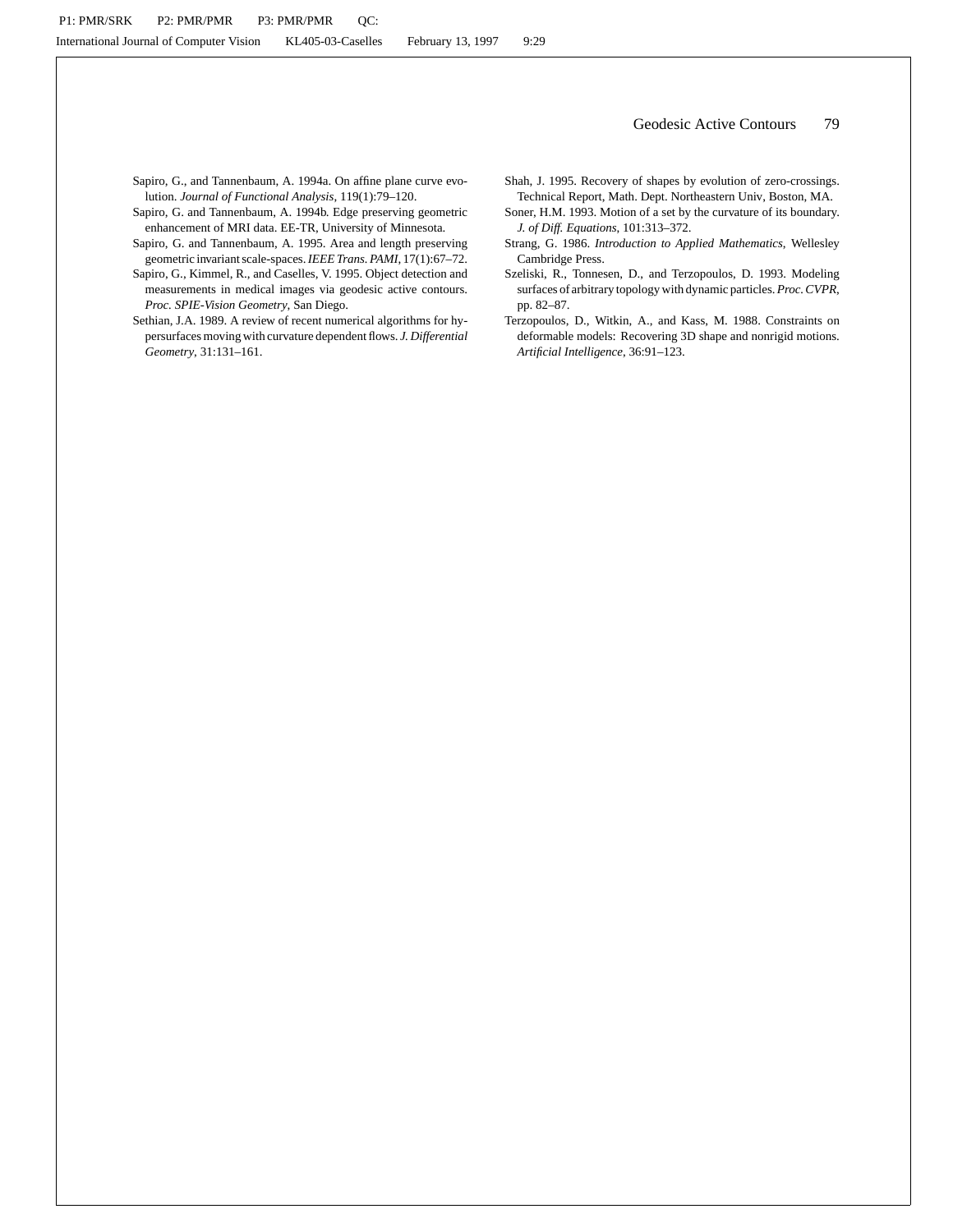Sapiro, G., and Tannenbaum, A. 1994a. On affine plane curve evolution. *Journal of Functional Analysis*, 119(1):79–120.

Sapiro, G. and Tannenbaum, A. 1994b. Edge preserving geometric enhancement of MRI data. EE-TR, University of Minnesota.

Sapiro, G. and Tannenbaum, A. 1995. Area and length preserving geometric invariant scale-spaces. *IEEE Trans. PAMI*, 17(1):67–72.

Sapiro, G., Kimmel, R., and Caselles, V. 1995. Object detection and measurements in medical images via geodesic active contours. *Proc. SPIE-Vision Geometry*, San Diego.

Sethian, J.A. 1989. A review of recent numerical algorithms for hypersurfaces moving with curvature dependent flows. *J. Differential Geometry*, 31:131–161.

Shah, J. 1995. Recovery of shapes by evolution of zero-crossings. Technical Report, Math. Dept. Northeastern Univ, Boston, MA.

Soner, H.M. 1993. Motion of a set by the curvature of its boundary. *J. of Diff. Equations*, 101:313–372.

Strang, G. 1986. *Introduction to Applied Mathematics*, Wellesley Cambridge Press.

Szeliski, R., Tonnesen, D., and Terzopoulos, D. 1993. Modeling surfaces of arbitrary topology with dynamic particles. *Proc. CVPR*, pp. 82–87.

Terzopoulos, D., Witkin, A., and Kass, M. 1988. Constraints on deformable models: Recovering 3D shape and nonrigid motions. *Artificial Intelligence*, 36:91–123.